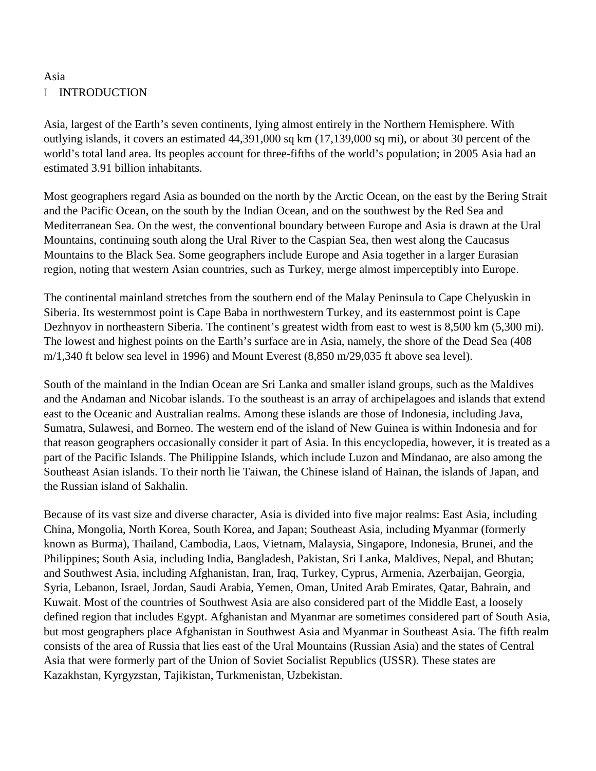# Asia

## I INTRODUCTION

Asia, largest of the Earth's seven continents, lying almost entirely in the Northern Hemisphere. With outlying islands, it covers an estimated 44,391,000 sq km (17,139,000 sq mi), or about 30 percent of the world's total land area. Its peoples account for three-fifths of the world's population; in 2005 Asia had an estimated 3.91 billion inhabitants.

Most geographers regard Asia as bounded on the north by the Arctic Ocean, on the east by the Bering Strait and the Pacific Ocean, on the south by the Indian Ocean, and on the southwest by the Red Sea and Mediterranean Sea. On the west, the conventional boundary between Europe and Asia is drawn at the Ural Mountains, continuing south along the Ural River to the Caspian Sea, then west along the Caucasus Mountains to the Black Sea. Some geographers include Europe and Asia together in a larger Eurasian region, noting that western Asian countries, such as Turkey, merge almost imperceptibly into Europe.

The continental mainland stretches from the southern end of the Malay Peninsula to Cape Chelyuskin in Siberia. Its westernmost point is Cape Baba in northwestern Turkey, and its easternmost point is Cape Dezhnyov in northeastern Siberia. The continent's greatest width from east to west is 8,500 km (5,300 mi). The lowest and highest points on the Earth's surface are in Asia, namely, the shore of the Dead Sea (408 m/1,340 ft below sea level in 1996) and Mount Everest (8,850 m/29,035 ft above sea level).

South of the mainland in the Indian Ocean are Sri Lanka and smaller island groups, such as the Maldives and the Andaman and Nicobar islands. To the southeast is an array of archipelagoes and islands that extend east to the Oceanic and Australian realms. Among these islands are those of Indonesia, including Java, Sumatra, Sulawesi, and Borneo. The western end of the island of New Guinea is within Indonesia and for that reason geographers occasionally consider it part of Asia. In this encyclopedia, however, it is treated as a part of the Pacific Islands. The Philippine Islands, which include Luzon and Mindanao, are also among the Southeast Asian islands. To their north lie Taiwan, the Chinese island of Hainan, the islands of Japan, and the Russian island of Sakhalin.

Because of its vast size and diverse character, Asia is divided into five major realms: East Asia, including China, Mongolia, North Korea, South Korea, and Japan; Southeast Asia, including Myanmar (formerly known as Burma), Thailand, Cambodia, Laos, Vietnam, Malaysia, Singapore, Indonesia, Brunei, and the Philippines; South Asia, including India, Bangladesh, Pakistan, Sri Lanka, Maldives, Nepal, and Bhutan; and Southwest Asia, including Afghanistan, Iran, Iraq, Turkey, Cyprus, Armenia, Azerbaijan, Georgia, Syria, Lebanon, Israel, Jordan, Saudi Arabia, Yemen, Oman, United Arab Emirates, Qatar, Bahrain, and Kuwait. Most of the countries of Southwest Asia are also considered part of the Middle East, a loosely defined region that includes Egypt. Afghanistan and Myanmar are sometimes considered part of South Asia, but most geographers place Afghanistan in Southwest Asia and Myanmar in Southeast Asia. The fifth realm consists of the area of Russia that lies east of the Ural Mountains (Russian Asia) and the states of Central Asia that were formerly part of the Union of Soviet Socialist Republics (USSR). These states are Kazakhstan, Kyrgyzstan, Tajikistan, Turkmenistan, Uzbekistan.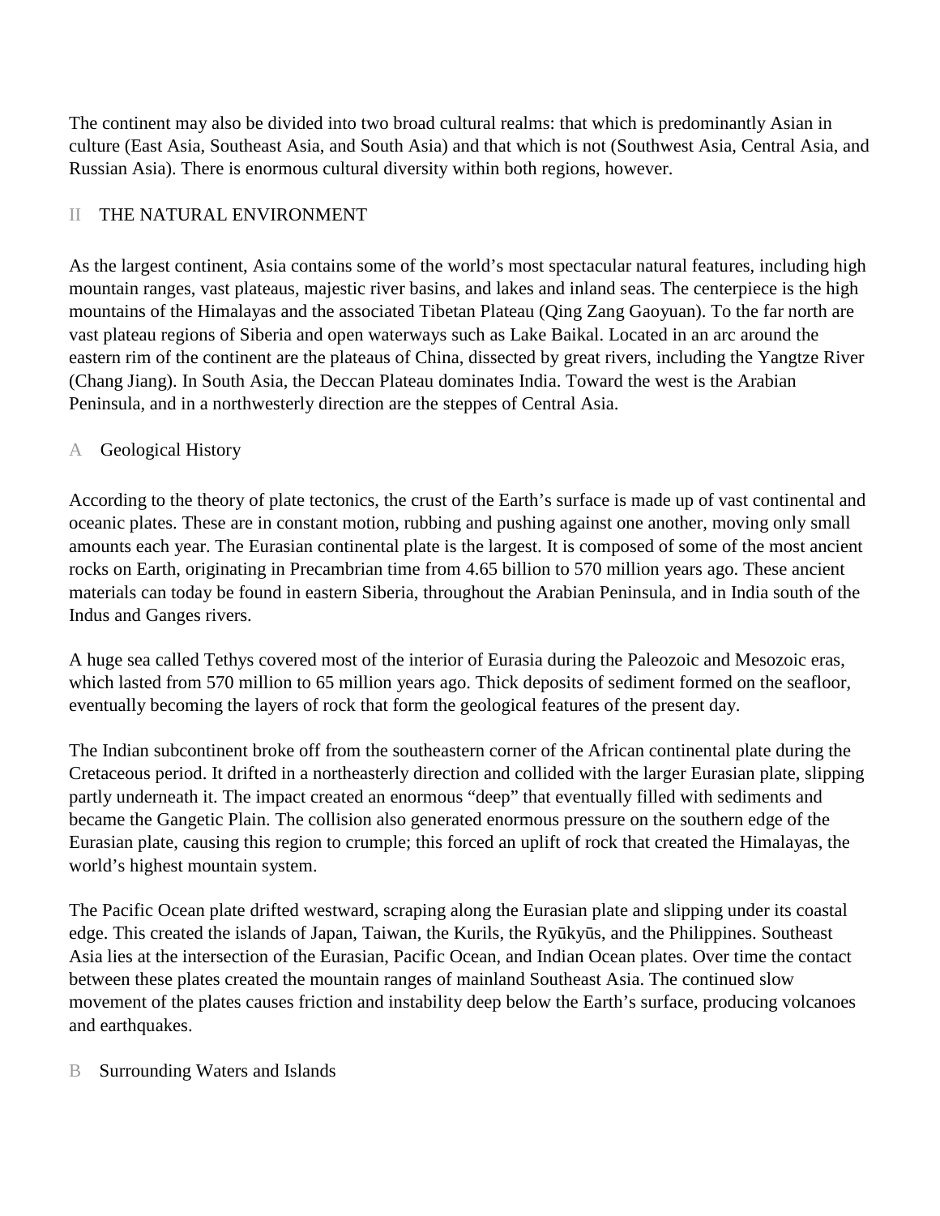The continent may also be divided into two broad cultural realms: that which is predominantly Asian in culture (East Asia, Southeast Asia, and South Asia) and that which is not (Southwest Asia, Central Asia, and Russian Asia). There is enormous cultural diversity within both regions, however.

## II THE NATURAL ENVIRONMENT

As the largest continent, Asia contains some of the world’s most spectacular natural features, including high mountain ranges, vast plateaus, majestic river basins, and lakes and inland seas. The centerpiece is the high mountains of the Himalayas and the associated Tibetan Plateau (Qing Zang Gaoyuan). To the far north are vast plateau regions of Siberia and open waterways such as Lake Baikal. Located in an arc around the eastern rim of the continent are the plateaus of China, dissected by great rivers, including the Yangtze River (Chang Jiang). In South Asia, the Deccan Plateau dominates India. Toward the west is the Arabian Peninsula, and in a northwesterly direction are the steppes of Central Asia.

### A Geological History

According to the theory of plate tectonics, the crust of the Earth’s surface is made up of vast continental and oceanic plates. These are in constant motion, rubbing and pushing against one another, moving only small amounts each year. The Eurasian continental plate is the largest. It is composed of some of the most ancient rocks on Earth, originating in Precambrian time from 4.65 billion to 570 million years ago. These ancient materials can today be found in eastern Siberia, throughout the Arabian Peninsula, and in India south of the Indus and Ganges rivers.

A huge sea called Tethys covered most of the interior of Eurasia during the Paleozoic and Mesozoic eras, which lasted from 570 million to 65 million years ago. Thick deposits of sediment formed on the seafloor, eventually becoming the layers of rock that form the geological features of the present day.

The Indian subcontinent broke off from the southeastern corner of the African continental plate during the Cretaceous period. It drifted in a northeasterly direction and collided with the larger Eurasian plate, slipping partly underneath it. The impact created an enormous “deep” that eventually filled with sediments and became the Gangetic Plain. The collision also generated enormous pressure on the southern edge of the Eurasian plate, causing this region to crumple; this forced an uplift of rock that created the Himalayas, the world’s highest mountain system.

The Pacific Ocean plate drifted westward, scraping along the Eurasian plate and slipping under its coastal edge. This created the islands of Japan, Taiwan, the Kurils, the Ryūkyūs, and the Philippines. Southeast Asia lies at the intersection of the Eurasian, Pacific Ocean, and Indian Ocean plates. Over time the contact between these plates created the mountain ranges of mainland Southeast Asia. The continued slow movement of the plates causes friction and instability deep below the Earth’s surface, producing volcanoes and earthquakes.

### B Surrounding Waters and Islands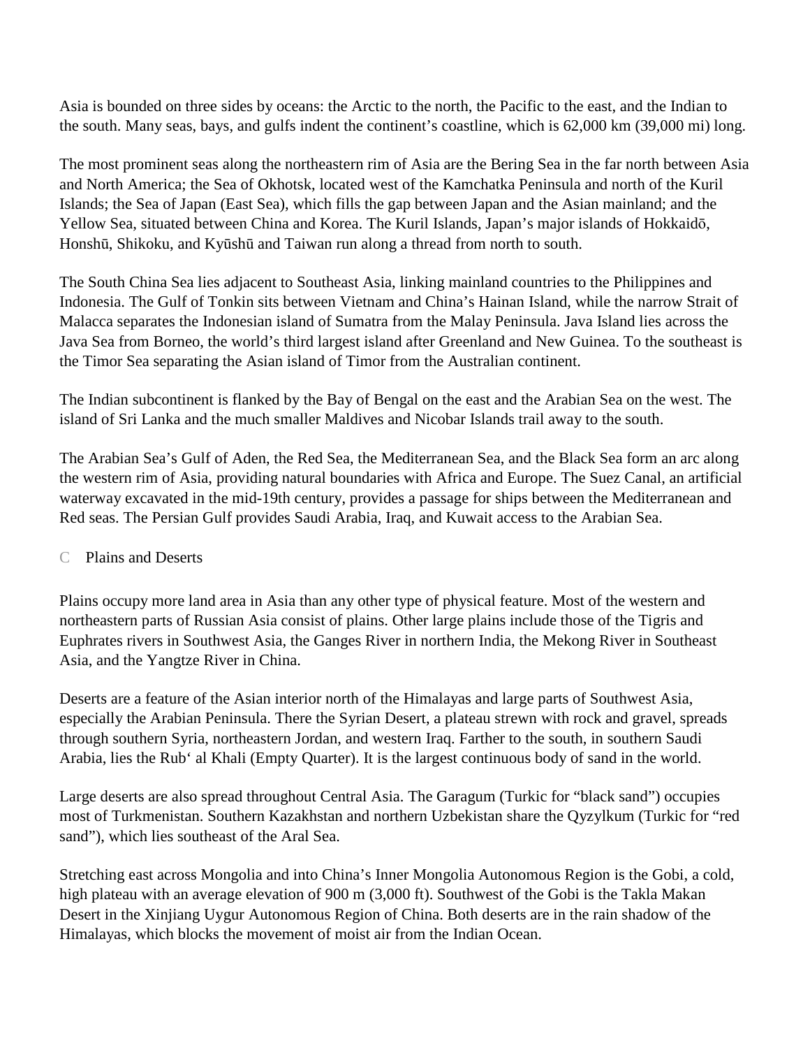Asia is bounded on three sides by oceans: the Arctic to the north, the Pacific to the east, and the Indian to the south. Many seas, bays, and gulfs indent the continent’s coastline, which is 62,000 km (39,000 mi) long.

The most prominent seas along the northeastern rim of Asia are the Bering Sea in the far north between Asia and North America; the Sea of Okhotsk, located west of the Kamchatka Peninsula and north of the Kuril Islands; the Sea of Japan (East Sea), which fills the gap between Japan and the Asian mainland; and the Yellow Sea, situated between China and Korea. The Kuril Islands, Japan’s major islands of Hokkaidō, Honshū, Shikoku, and Kyūshū and Taiwan run along a thread from north to south.

The South China Sea lies adjacent to Southeast Asia, linking mainland countries to the Philippines and Indonesia. The Gulf of Tonkin sits between Vietnam and China’s Hainan Island, while the narrow Strait of Malacca separates the Indonesian island of Sumatra from the Malay Peninsula. Java Island lies across the Java Sea from Borneo, the world’s third largest island after Greenland and New Guinea. To the southeast is the Timor Sea separating the Asian island of Timor from the Australian continent.

The Indian subcontinent is flanked by the Bay of Bengal on the east and the Arabian Sea on the west. The island of Sri Lanka and the much smaller Maldives and Nicobar Islands trail away to the south.

The Arabian Sea’s Gulf of Aden, the Red Sea, the Mediterranean Sea, and the Black Sea form an arc along the western rim of Asia, providing natural boundaries with Africa and Europe. The Suez Canal, an artificial waterway excavated in the mid-19th century, provides a passage for ships between the Mediterranean and Red seas. The Persian Gulf provides Saudi Arabia, Iraq, and Kuwait access to the Arabian Sea.

### C Plains and Deserts

Plains occupy more land area in Asia than any other type of physical feature. Most of the western and northeastern parts of Russian Asia consist of plains. Other large plains include those of the Tigris and Euphrates rivers in Southwest Asia, the Ganges River in northern India, the Mekong River in Southeast Asia, and the Yangtze River in China.

Deserts are a feature of the Asian interior north of the Himalayas and large parts of Southwest Asia, especially the Arabian Peninsula. There the Syrian Desert, a plateau strewn with rock and gravel, spreads through southern Syria, northeastern Jordan, and western Iraq. Farther to the south, in southern Saudi Arabia, lies the Rub‘ al Khali (Empty Quarter). It is the largest continuous body of sand in the world.

Large deserts are also spread throughout Central Asia. The Garagum (Turkic for “black sand”) occupies most of Turkmenistan. Southern Kazakhstan and northern Uzbekistan share the Qyzylkum (Turkic for “red sand”), which lies southeast of the Aral Sea.

Stretching east across Mongolia and into China’s Inner Mongolia Autonomous Region is the Gobi, a cold, high plateau with an average elevation of 900 m (3,000 ft). Southwest of the Gobi is the Takla Makan Desert in the Xinjiang Uygur Autonomous Region of China. Both deserts are in the rain shadow of the Himalayas, which blocks the movement of moist air from the Indian Ocean.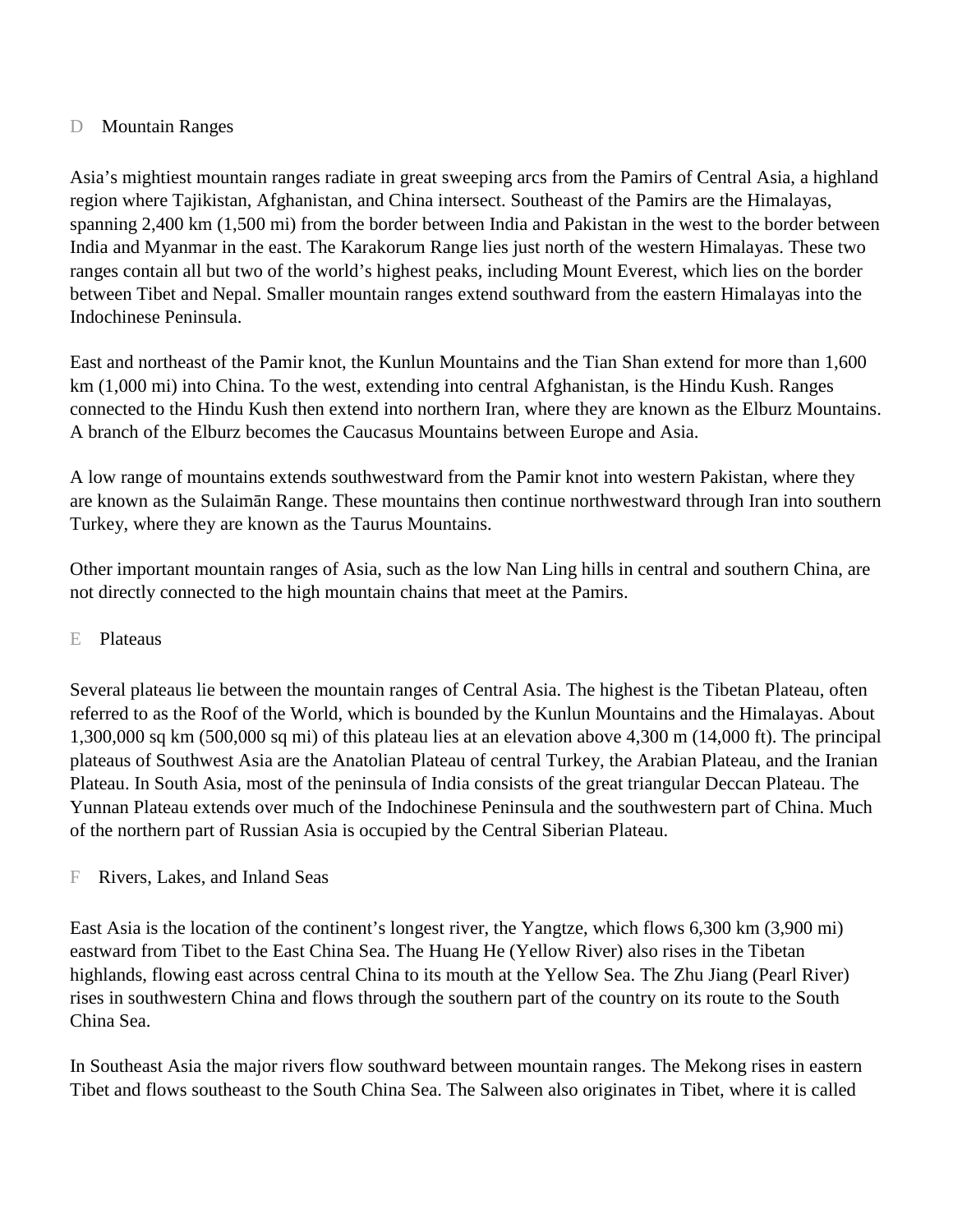### D Mountain Ranges

Asia's mightiest mountain ranges radiate in great sweeping arcs from the Pamirs of Central Asia, a highland region where Tajikistan, Afghanistan, and China intersect. Southeast of the Pamirs are the Himalayas, spanning 2,400 km (1,500 mi) from the border between India and Pakistan in the west to the border between India and Myanmar in the east. The Karakorum Range lies just north of the western Himalayas. These two ranges contain all but two of the world's highest peaks, including Mount Everest, which lies on the border between Tibet and Nepal. Smaller mountain ranges extend southward from the eastern Himalayas into the Indochinese Peninsula.

East and northeast of the Pamir knot, the Kunlun Mountains and the Tian Shan extend for more than 1,600 km (1,000 mi) into China. To the west, extending into central Afghanistan, is the Hindu Kush. Ranges connected to the Hindu Kush then extend into northern Iran, where they are known as the Elburz Mountains. A branch of the Elburz becomes the Caucasus Mountains between Europe and Asia.

A low range of mountains extends southwestward from the Pamir knot into western Pakistan, where they are known as the Sulaimān Range. These mountains then continue northwestward through Iran into southern Turkey, where they are known as the Taurus Mountains.

Other important mountain ranges of Asia, such as the low Nan Ling hills in central and southern China, are not directly connected to the high mountain chains that meet at the Pamirs.

### E Plateaus

Several plateaus lie between the mountain ranges of Central Asia. The highest is the Tibetan Plateau, often referred to as the Roof of the World, which is bounded by the Kunlun Mountains and the Himalayas. About 1,300,000 sq km (500,000 sq mi) of this plateau lies at an elevation above 4,300 m (14,000 ft). The principal plateaus of Southwest Asia are the Anatolian Plateau of central Turkey, the Arabian Plateau, and the Iranian Plateau. In South Asia, most of the peninsula of India consists of the great triangular Deccan Plateau. The Yunnan Plateau extends over much of the Indochinese Peninsula and the southwestern part of China. Much of the northern part of Russian Asia is occupied by the Central Siberian Plateau.

### F Rivers, Lakes, and Inland Seas

East Asia is the location of the continent's longest river, the Yangtze, which flows 6,300 km (3,900 mi) eastward from Tibet to the East China Sea. The Huang He (Yellow River) also rises in the Tibetan highlands, flowing east across central China to its mouth at the Yellow Sea. The Zhu Jiang (Pearl River) rises in southwestern China and flows through the southern part of the country on its route to the South China Sea.

In Southeast Asia the major rivers flow southward between mountain ranges. The Mekong rises in eastern Tibet and flows southeast to the South China Sea. The Salween also originates in Tibet, where it is called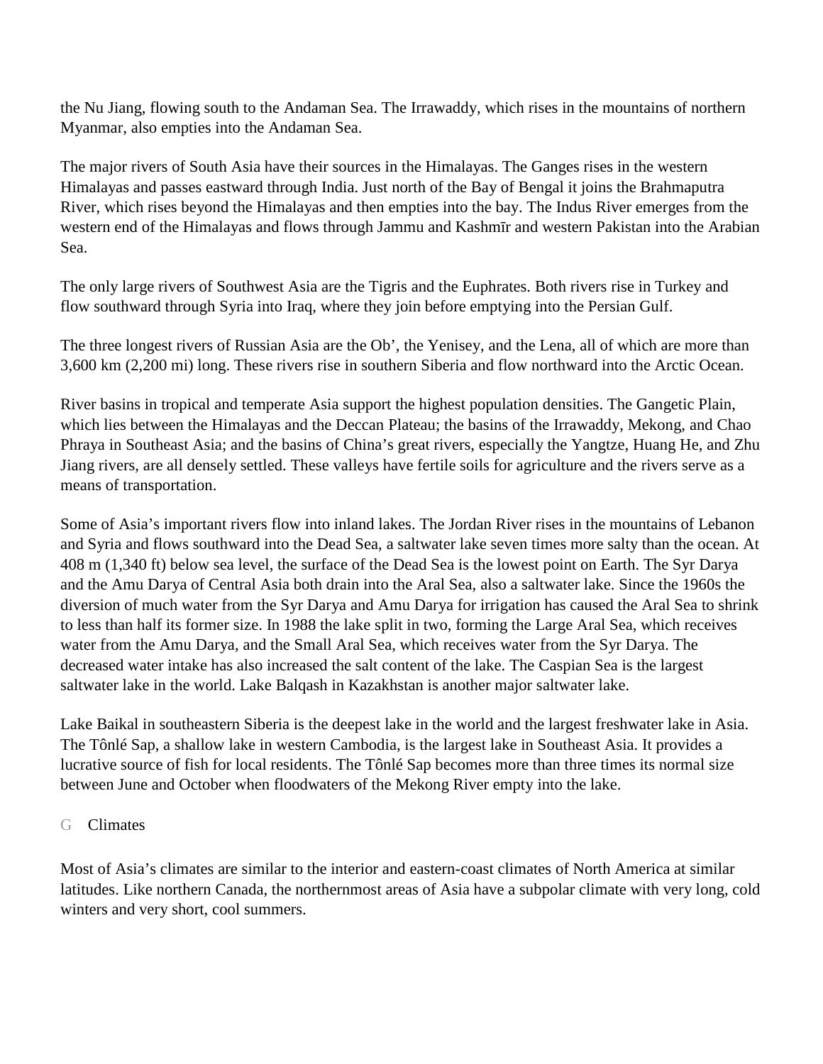the Nu Jiang, flowing south to the Andaman Sea. The Irrawaddy, which rises in the mountains of northern Myanmar, also empties into the Andaman Sea.

The major rivers of South Asia have their sources in the Himalayas. The Ganges rises in the western Himalayas and passes eastward through India. Just north of the Bay of Bengal it joins the Brahmaputra River, which rises beyond the Himalayas and then empties into the bay. The Indus River emerges from the western end of the Himalayas and flows through Jammu and Kashmīr and western Pakistan into the Arabian Sea.

The only large rivers of Southwest Asia are the Tigris and the Euphrates. Both rivers rise in Turkey and flow southward through Syria into Iraq, where they join before emptying into the Persian Gulf.

The three longest rivers of Russian Asia are the Ob', the Yenisey, and the Lena, all of which are more than 3,600 km (2,200 mi) long. These rivers rise in southern Siberia and flow northward into the Arctic Ocean.

River basins in tropical and temperate Asia support the highest population densities. The Gangetic Plain, which lies between the Himalayas and the Deccan Plateau; the basins of the Irrawaddy, Mekong, and Chao Phraya in Southeast Asia; and the basins of China's great rivers, especially the Yangtze, Huang He, and Zhu Jiang rivers, are all densely settled. These valleys have fertile soils for agriculture and the rivers serve as a means of transportation.

Some of Asia's important rivers flow into inland lakes. The Jordan River rises in the mountains of Lebanon and Syria and flows southward into the Dead Sea, a saltwater lake seven times more salty than the ocean. At 408 m (1,340 ft) below sea level, the surface of the Dead Sea is the lowest point on Earth. The Syr Darya and the Amu Darya of Central Asia both drain into the Aral Sea, also a saltwater lake. Since the 1960s the diversion of much water from the Syr Darya and Amu Darya for irrigation has caused the Aral Sea to shrink to less than half its former size. In 1988 the lake split in two, forming the Large Aral Sea, which receives water from the Amu Darya, and the Small Aral Sea, which receives water from the Syr Darya. The decreased water intake has also increased the salt content of the lake. The Caspian Sea is the largest saltwater lake in the world. Lake Balqash in Kazakhstan is another major saltwater lake.

Lake Baikal in southeastern Siberia is the deepest lake in the world and the largest freshwater lake in Asia. The Tônlé Sap, a shallow lake in western Cambodia, is the largest lake in Southeast Asia. It provides a lucrative source of fish for local residents. The Tônlé Sap becomes more than three times its normal size between June and October when floodwaters of the Mekong River empty into the lake.

### G Climates

Most of Asia's climates are similar to the interior and eastern-coast climates of North America at similar latitudes. Like northern Canada, the northernmost areas of Asia have a subpolar climate with very long, cold winters and very short, cool summers.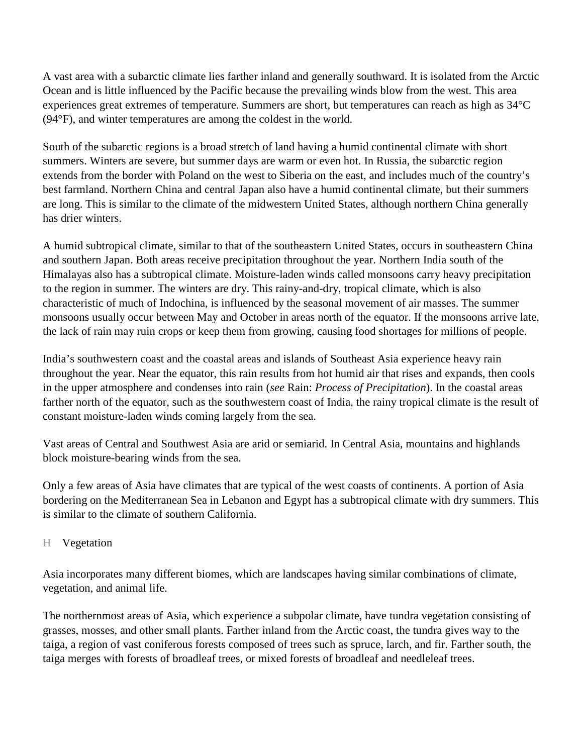A vast area with a subarctic climate lies farther inland and generally southward. It is isolated from the Arctic Ocean and is little influenced by the Pacific because the prevailing winds blow from the west. This area experiences great extremes of temperature. Summers are short, but temperatures can reach as high as 34°C (94°F), and winter temperatures are among the coldest in the world.

South of the subarctic regions is a broad stretch of land having a humid continental climate with short summers. Winters are severe, but summer days are warm or even hot. In Russia, the subarctic region extends from the border with Poland on the west to Siberia on the east, and includes much of the country's best farmland. Northern China and central Japan also have a humid continental climate, but their summers are long. This is similar to the climate of the midwestern United States, although northern China generally has drier winters.

A humid subtropical climate, similar to that of the southeastern United States, occurs in southeastern China and southern Japan. Both areas receive precipitation throughout the year. Northern India south of the Himalayas also has a subtropical climate. Moisture-laden winds called monsoons carry heavy precipitation to the region in summer. The winters are dry. This rainy-and-dry, tropical climate, which is also characteristic of much of Indochina, is influenced by the seasonal movement of air masses. The summer monsoons usually occur between May and October in areas north of the equator. If the monsoons arrive late, the lack of rain may ruin crops or keep them from growing, causing food shortages for millions of people.

India's southwestern coast and the coastal areas and islands of Southeast Asia experience heavy rain throughout the year. Near the equator, this rain results from hot humid air that rises and expands, then cools in the upper atmosphere and condenses into rain (*see* Rain: *Process of Precipitation*). In the coastal areas farther north of the equator, such as the southwestern coast of India, the rainy tropical climate is the result of constant moisture-laden winds coming largely from the sea.

Vast areas of Central and Southwest Asia are arid or semiarid. In Central Asia, mountains and highlands block moisture-bearing winds from the sea.

Only a few areas of Asia have climates that are typical of the west coasts of continents. A portion of Asia bordering on the Mediterranean Sea in Lebanon and Egypt has a subtropical climate with dry summers. This is similar to the climate of southern California.

## H Vegetation

Asia incorporates many different biomes, which are landscapes having similar combinations of climate, vegetation, and animal life.

The northernmost areas of Asia, which experience a subpolar climate, have tundra vegetation consisting of grasses, mosses, and other small plants. Farther inland from the Arctic coast, the tundra gives way to the taiga, a region of vast coniferous forests composed of trees such as spruce, larch, and fir. Farther south, the taiga merges with forests of broadleaf trees, or mixed forests of broadleaf and needleleaf trees.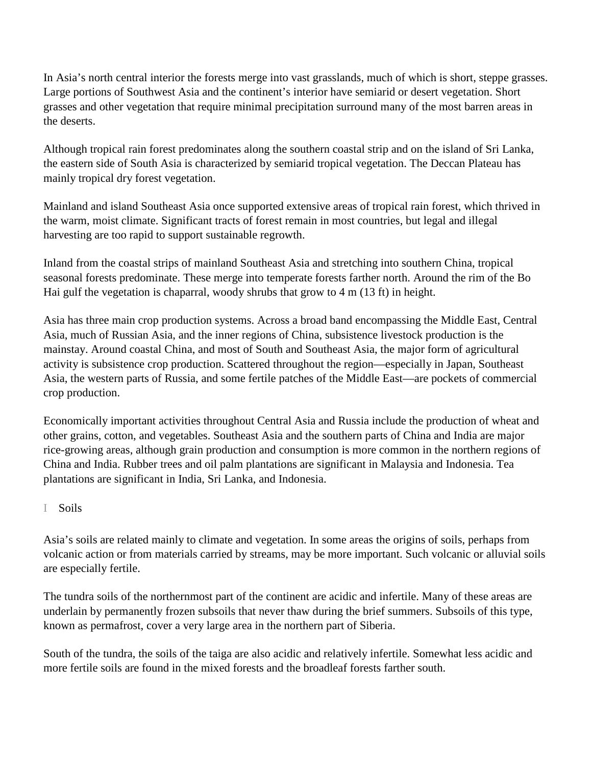In Asia's north central interior the forests merge into vast grasslands, much of which is short, steppe grasses. Large portions of Southwest Asia and the continent's interior have semiarid or desert vegetation. Short grasses and other vegetation that require minimal precipitation surround many of the most barren areas in the deserts.

Although tropical rain forest predominates along the southern coastal strip and on the island of Sri Lanka, the eastern side of South Asia is characterized by semiarid tropical vegetation. The Deccan Plateau has mainly tropical dry forest vegetation.

Mainland and island Southeast Asia once supported extensive areas of tropical rain forest, which thrived in the warm, moist climate. Significant tracts of forest remain in most countries, but legal and illegal harvesting are too rapid to support sustainable regrowth.

Inland from the coastal strips of mainland Southeast Asia and stretching into southern China, tropical seasonal forests predominate. These merge into temperate forests farther north. Around the rim of the Bo Hai gulf the vegetation is chaparral, woody shrubs that grow to 4 m (13 ft) in height.

Asia has three main crop production systems. Across a broad band encompassing the Middle East, Central Asia, much of Russian Asia, and the inner regions of China, subsistence livestock production is the mainstay. Around coastal China, and most of South and Southeast Asia, the major form of agricultural activity is subsistence crop production. Scattered throughout the region—especially in Japan, Southeast Asia, the western parts of Russia, and some fertile patches of the Middle East—are pockets of commercial crop production.

Economically important activities throughout Central Asia and Russia include the production of wheat and other grains, cotton, and vegetables. Southeast Asia and the southern parts of China and India are major rice-growing areas, although grain production and consumption is more common in the northern regions of China and India. Rubber trees and oil palm plantations are significant in Malaysia and Indonesia. Tea plantations are significant in India, Sri Lanka, and Indonesia.

## I Soils

Asia's soils are related mainly to climate and vegetation. In some areas the origins of soils, perhaps from volcanic action or from materials carried by streams, may be more important. Such volcanic or alluvial soils are especially fertile.

The tundra soils of the northernmost part of the continent are acidic and infertile. Many of these areas are underlain by permanently frozen subsoils that never thaw during the brief summers. Subsoils of this type, known as permafrost, cover a very large area in the northern part of Siberia.

South of the tundra, the soils of the taiga are also acidic and relatively infertile. Somewhat less acidic and more fertile soils are found in the mixed forests and the broadleaf forests farther south.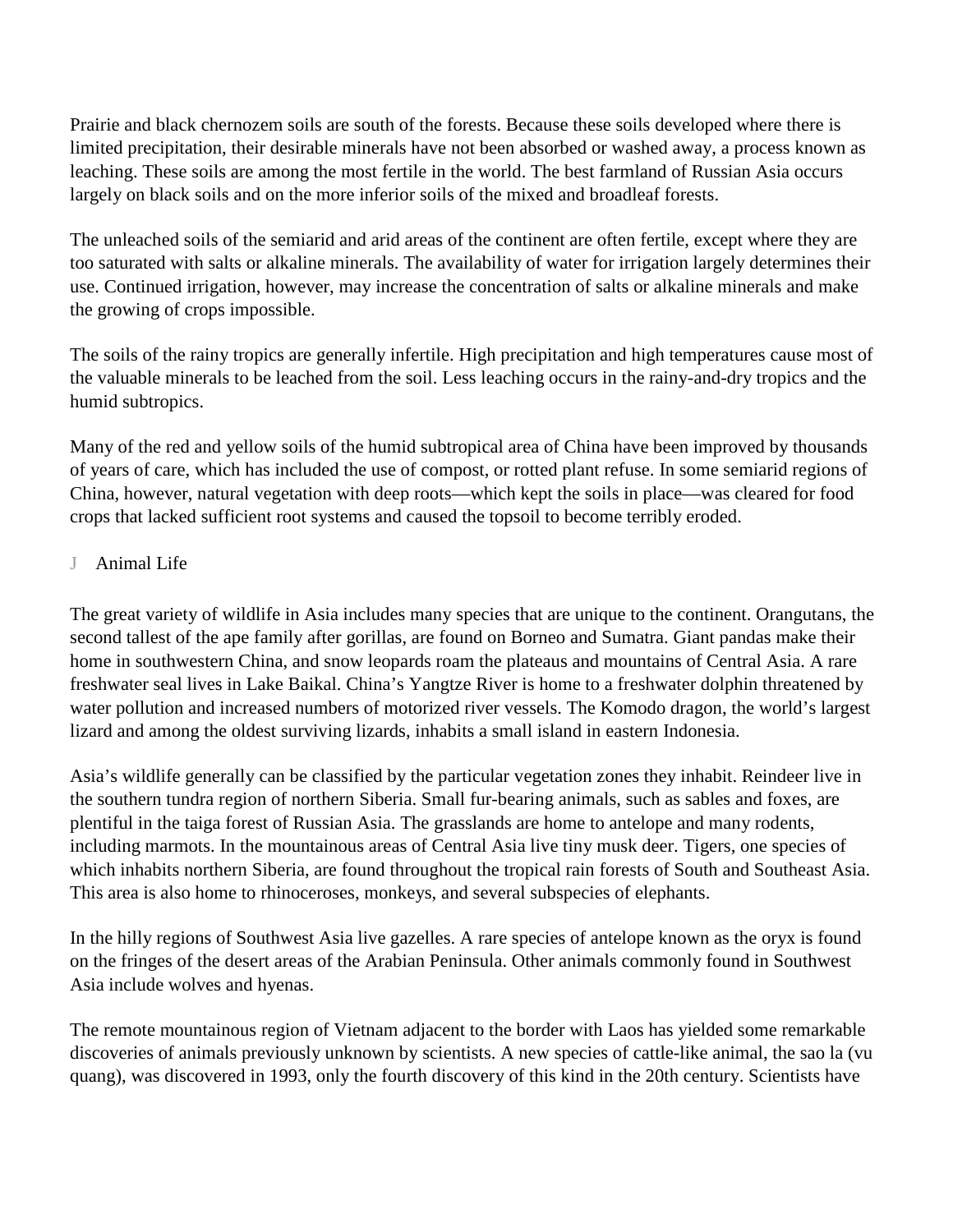Prairie and black chernozem soils are south of the forests. Because these soils developed where there is limited precipitation, their desirable minerals have not been absorbed or washed away, a process known as leaching. These soils are among the most fertile in the world. The best farmland of Russian Asia occurs largely on black soils and on the more inferior soils of the mixed and broadleaf forests.

The unleached soils of the semiarid and arid areas of the continent are often fertile, except where they are too saturated with salts or alkaline minerals. The availability of water for irrigation largely determines their use. Continued irrigation, however, may increase the concentration of salts or alkaline minerals and make the growing of crops impossible.

The soils of the rainy tropics are generally infertile. High precipitation and high temperatures cause most of the valuable minerals to be leached from the soil. Less leaching occurs in the rainy-and-dry tropics and the humid subtropics.

Many of the red and yellow soils of the humid subtropical area of China have been improved by thousands of years of care, which has included the use of compost, or rotted plant refuse. In some semiarid regions of China, however, natural vegetation with deep roots—which kept the soils in place—was cleared for food crops that lacked sufficient root systems and caused the topsoil to become terribly eroded.

## J Animal Life

The great variety of wildlife in Asia includes many species that are unique to the continent. Orangutans, the second tallest of the ape family after gorillas, are found on Borneo and Sumatra. Giant pandas make their home in southwestern China, and snow leopards roam the plateaus and mountains of Central Asia. A rare freshwater seal lives in Lake Baikal. China's Yangtze River is home to a freshwater dolphin threatened by water pollution and increased numbers of motorized river vessels. The Komodo dragon, the world's largest lizard and among the oldest surviving lizards, inhabits a small island in eastern Indonesia.

Asia's wildlife generally can be classified by the particular vegetation zones they inhabit. Reindeer live in the southern tundra region of northern Siberia. Small fur-bearing animals, such as sables and foxes, are plentiful in the taiga forest of Russian Asia. The grasslands are home to antelope and many rodents, including marmots. In the mountainous areas of Central Asia live tiny musk deer. Tigers, one species of which inhabits northern Siberia, are found throughout the tropical rain forests of South and Southeast Asia. This area is also home to rhinoceroses, monkeys, and several subspecies of elephants.

In the hilly regions of Southwest Asia live gazelles. A rare species of antelope known as the oryx is found on the fringes of the desert areas of the Arabian Peninsula. Other animals commonly found in Southwest Asia include wolves and hyenas.

The remote mountainous region of Vietnam adjacent to the border with Laos has yielded some remarkable discoveries of animals previously unknown by scientists. A new species of cattle-like animal, the sao la (vu quang), was discovered in 1993, only the fourth discovery of this kind in the 20th century. Scientists have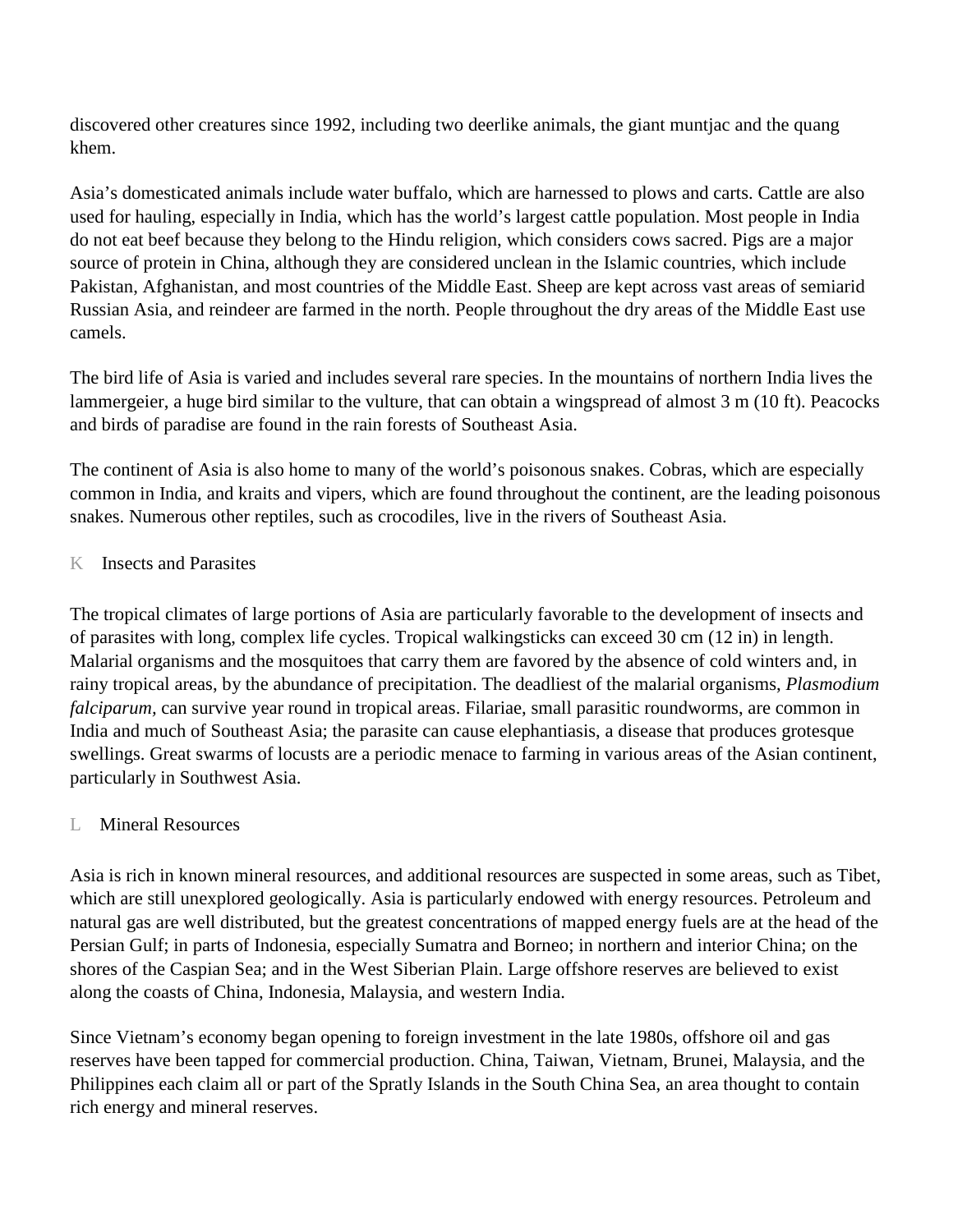discovered other creatures since 1992, including two deerlike animals, the giant muntjac and the quang khem.

Asia's domesticated animals include water buffalo, which are harnessed to plows and carts. Cattle are also used for hauling, especially in India, which has the world's largest cattle population. Most people in India do not eat beef because they belong to the Hindu religion, which considers cows sacred. Pigs are a major source of protein in China, although they are considered unclean in the Islamic countries, which include Pakistan, Afghanistan, and most countries of the Middle East. Sheep are kept across vast areas of semiarid Russian Asia, and reindeer are farmed in the north. People throughout the dry areas of the Middle East use camels.

The bird life of Asia is varied and includes several rare species. In the mountains of northern India lives the lammergeier, a huge bird similar to the vulture, that can obtain a wingspread of almost 3 m (10 ft). Peacocks and birds of paradise are found in the rain forests of Southeast Asia.

The continent of Asia is also home to many of the world's poisonous snakes. Cobras, which are especially common in India, and kraits and vipers, which are found throughout the continent, are the leading poisonous snakes. Numerous other reptiles, such as crocodiles, live in the rivers of Southeast Asia.

## K Insects and Parasites

The tropical climates of large portions of Asia are particularly favorable to the development of insects and of parasites with long, complex life cycles. Tropical walkingsticks can exceed 30 cm (12 in) in length. Malarial organisms and the mosquitoes that carry them are favored by the absence of cold winters and, in rainy tropical areas, by the abundance of precipitation. The deadliest of the malarial organisms, *Plasmodium falciparum,* can survive year round in tropical areas. Filariae, small parasitic roundworms, are common in India and much of Southeast Asia; the parasite can cause elephantiasis, a disease that produces grotesque swellings. Great swarms of locusts are a periodic menace to farming in various areas of the Asian continent, particularly in Southwest Asia.

## L Mineral Resources

Asia is rich in known mineral resources, and additional resources are suspected in some areas, such as Tibet, which are still unexplored geologically. Asia is particularly endowed with energy resources. Petroleum and natural gas are well distributed, but the greatest concentrations of mapped energy fuels are at the head of the Persian Gulf; in parts of Indonesia, especially Sumatra and Borneo; in northern and interior China; on the shores of the Caspian Sea; and in the West Siberian Plain. Large offshore reserves are believed to exist along the coasts of China, Indonesia, Malaysia, and western India.

Since Vietnam's economy began opening to foreign investment in the late 1980s, offshore oil and gas reserves have been tapped for commercial production. China, Taiwan, Vietnam, Brunei, Malaysia, and the Philippines each claim all or part of the Spratly Islands in the South China Sea, an area thought to contain rich energy and mineral reserves.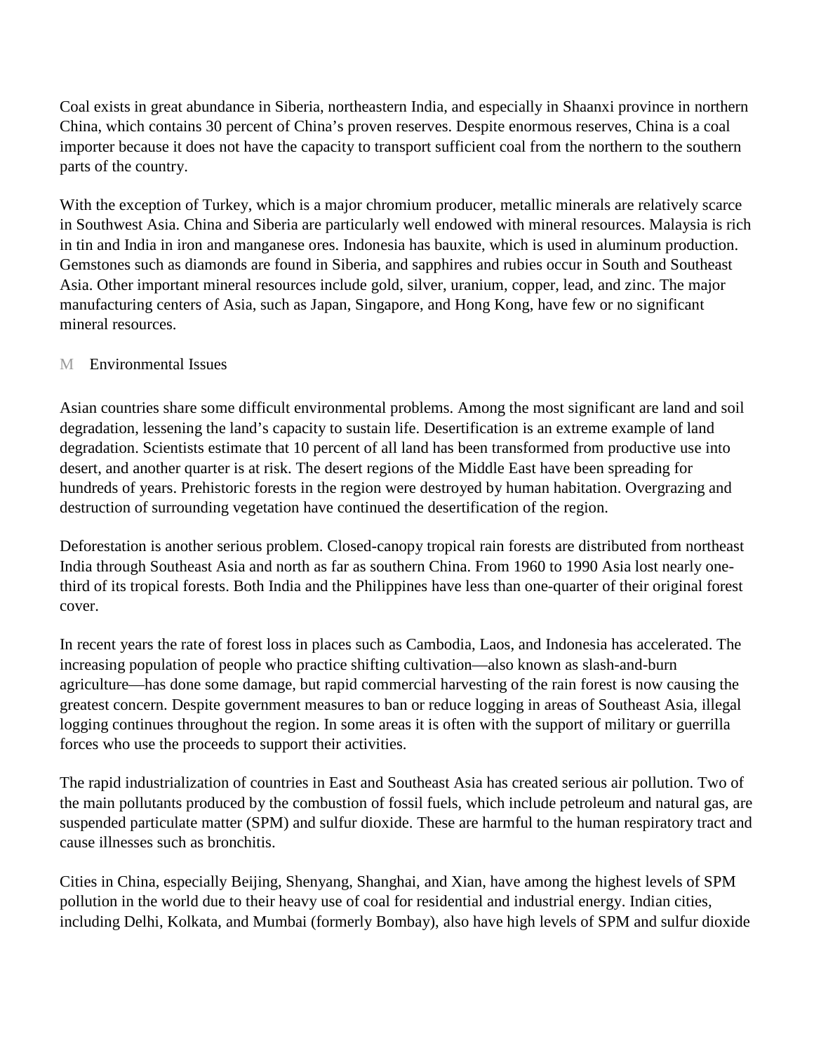Coal exists in great abundance in Siberia, northeastern India, and especially in Shaanxi province in northern China, which contains 30 percent of China's proven reserves. Despite enormous reserves, China is a coal importer because it does not have the capacity to transport sufficient coal from the northern to the southern parts of the country.

With the exception of Turkey, which is a major chromium producer, metallic minerals are relatively scarce in Southwest Asia. China and Siberia are particularly well endowed with mineral resources. Malaysia is rich in tin and India in iron and manganese ores. Indonesia has bauxite, which is used in aluminum production. Gemstones such as diamonds are found in Siberia, and sapphires and rubies occur in South and Southeast Asia. Other important mineral resources include gold, silver, uranium, copper, lead, and zinc. The major manufacturing centers of Asia, such as Japan, Singapore, and Hong Kong, have few or no significant mineral resources.

## M Environmental Issues

Asian countries share some difficult environmental problems. Among the most significant are land and soil degradation, lessening the land's capacity to sustain life. Desertification is an extreme example of land degradation. Scientists estimate that 10 percent of all land has been transformed from productive use into desert, and another quarter is at risk. The desert regions of the Middle East have been spreading for hundreds of years. Prehistoric forests in the region were destroyed by human habitation. Overgrazing and destruction of surrounding vegetation have continued the desertification of the region.

Deforestation is another serious problem. Closed-canopy tropical rain forests are distributed from northeast India through Southeast Asia and north as far as southern China. From 1960 to 1990 Asia lost nearly one-third of its tropical forests. Both India and the Philippines have less than one-quarter of their original forest cover.

In recent years the rate of forest loss in places such as Cambodia, Laos, and Indonesia has accelerated. The increasing population of people who practice shifting cultivation—also known as slash-and-burn agriculture—has done some damage, but rapid commercial harvesting of the rain forest is now causing the greatest concern. Despite government measures to ban or reduce logging in areas of Southeast Asia, illegal logging continues throughout the region. In some areas it is often with the support of military or guerrilla forces who use the proceeds to support their activities.

The rapid industrialization of countries in East and Southeast Asia has created serious air pollution. Two of the main pollutants produced by the combustion of fossil fuels, which include petroleum and natural gas, are suspended particulate matter (SPM) and sulfur dioxide. These are harmful to the human respiratory tract and cause illnesses such as bronchitis.

Cities in China, especially Beijing, Shenyang, Shanghai, and Xian, have among the highest levels of SPM pollution in the world due to their heavy use of coal for residential and industrial energy. Indian cities, including Delhi, Kolkata, and Mumbai (formerly Bombay), also have high levels of SPM and sulfur dioxide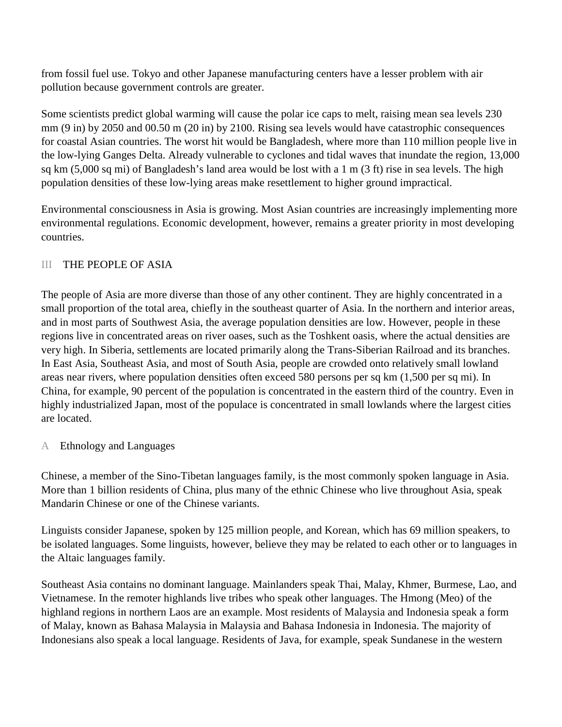from fossil fuel use. Tokyo and other Japanese manufacturing centers have a lesser problem with air pollution because government controls are greater.

Some scientists predict global warming will cause the polar ice caps to melt, raising mean sea levels 230 mm (9 in) by 2050 and 00.50 m (20 in) by 2100. Rising sea levels would have catastrophic consequences for coastal Asian countries. The worst hit would be Bangladesh, where more than 110 million people live in the low-lying Ganges Delta. Already vulnerable to cyclones and tidal waves that inundate the region, 13,000 sq km (5,000 sq mi) of Bangladesh's land area would be lost with a 1 m (3 ft) rise in sea levels. The high population densities of these low-lying areas make resettlement to higher ground impractical.

Environmental consciousness in Asia is growing. Most Asian countries are increasingly implementing more environmental regulations. Economic development, however, remains a greater priority in most developing countries.

## III THE PEOPLE OF ASIA

The people of Asia are more diverse than those of any other continent. They are highly concentrated in a small proportion of the total area, chiefly in the southeast quarter of Asia. In the northern and interior areas, and in most parts of Southwest Asia, the average population densities are low. However, people in these regions live in concentrated areas on river oases, such as the Toshkent oasis, where the actual densities are very high. In Siberia, settlements are located primarily along the Trans-Siberian Railroad and its branches. In East Asia, Southeast Asia, and most of South Asia, people are crowded onto relatively small lowland areas near rivers, where population densities often exceed 580 persons per sq km (1,500 per sq mi). In China, for example, 90 percent of the population is concentrated in the eastern third of the country. Even in highly industrialized Japan, most of the populace is concentrated in small lowlands where the largest cities are located.

### A Ethnology and Languages

Chinese, a member of the Sino-Tibetan languages family, is the most commonly spoken language in Asia. More than 1 billion residents of China, plus many of the ethnic Chinese who live throughout Asia, speak Mandarin Chinese or one of the Chinese variants.

Linguists consider Japanese, spoken by 125 million people, and Korean, which has 69 million speakers, to be isolated languages. Some linguists, however, believe they may be related to each other or to languages in the Altaic languages family.

Southeast Asia contains no dominant language. Mainlanders speak Thai, Malay, Khmer, Burmese, Lao, and Vietnamese. In the remoter highlands live tribes who speak other languages. The Hmong (Meo) of the highland regions in northern Laos are an example. Most residents of Malaysia and Indonesia speak a form of Malay, known as Bahasa Malaysia in Malaysia and Bahasa Indonesia in Indonesia. The majority of Indonesians also speak a local language. Residents of Java, for example, speak Sundanese in the western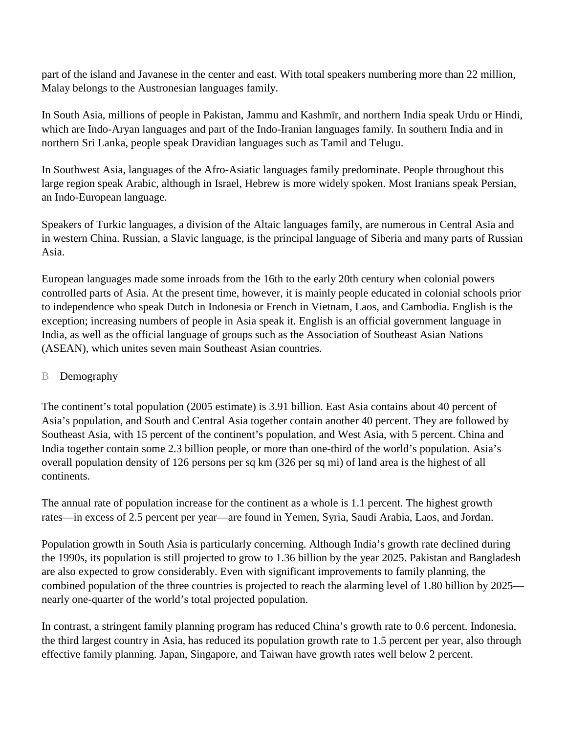part of the island and Javanese in the center and east. With total speakers numbering more than 22 million, Malay belongs to the Austronesian languages family.

In South Asia, millions of people in Pakistan, Jammu and Kashmīr, and northern India speak Urdu or Hindi, which are Indo-Aryan languages and part of the Indo-Iranian languages family. In southern India and in northern Sri Lanka, people speak Dravidian languages such as Tamil and Telugu.

In Southwest Asia, languages of the Afro-Asiatic languages family predominate. People throughout this large region speak Arabic, although in Israel, Hebrew is more widely spoken. Most Iranians speak Persian, an Indo-European language.

Speakers of Turkic languages, a division of the Altaic languages family, are numerous in Central Asia and in western China. Russian, a Slavic language, is the principal language of Siberia and many parts of Russian Asia.

European languages made some inroads from the 16th to the early 20th century when colonial powers controlled parts of Asia. At the present time, however, it is mainly people educated in colonial schools prior to independence who speak Dutch in Indonesia or French in Vietnam, Laos, and Cambodia. English is the exception; increasing numbers of people in Asia speak it. English is an official government language in India, as well as the official language of groups such as the Association of Southeast Asian Nations (ASEAN), which unites seven main Southeast Asian countries.

## B Demography

The continent's total population (2005 estimate) is 3.91 billion. East Asia contains about 40 percent of Asia's population, and South and Central Asia together contain another 40 percent. They are followed by Southeast Asia, with 15 percent of the continent's population, and West Asia, with 5 percent. China and India together contain some 2.3 billion people, or more than one-third of the world's population. Asia's overall population density of 126 persons per sq km (326 per sq mi) of land area is the highest of all continents.

The annual rate of population increase for the continent as a whole is 1.1 percent. The highest growth rates—in excess of 2.5 percent per year—are found in Yemen, Syria, Saudi Arabia, Laos, and Jordan.

Population growth in South Asia is particularly concerning. Although India's growth rate declined during the 1990s, its population is still projected to grow to 1.36 billion by the year 2025. Pakistan and Bangladesh are also expected to grow considerably. Even with significant improvements to family planning, the combined population of the three countries is projected to reach the alarming level of 1.80 billion by 2025—nearly one-quarter of the world's total projected population.

In contrast, a stringent family planning program has reduced China's growth rate to 0.6 percent. Indonesia, the third largest country in Asia, has reduced its population growth rate to 1.5 percent per year, also through effective family planning. Japan, Singapore, and Taiwan have growth rates well below 2 percent.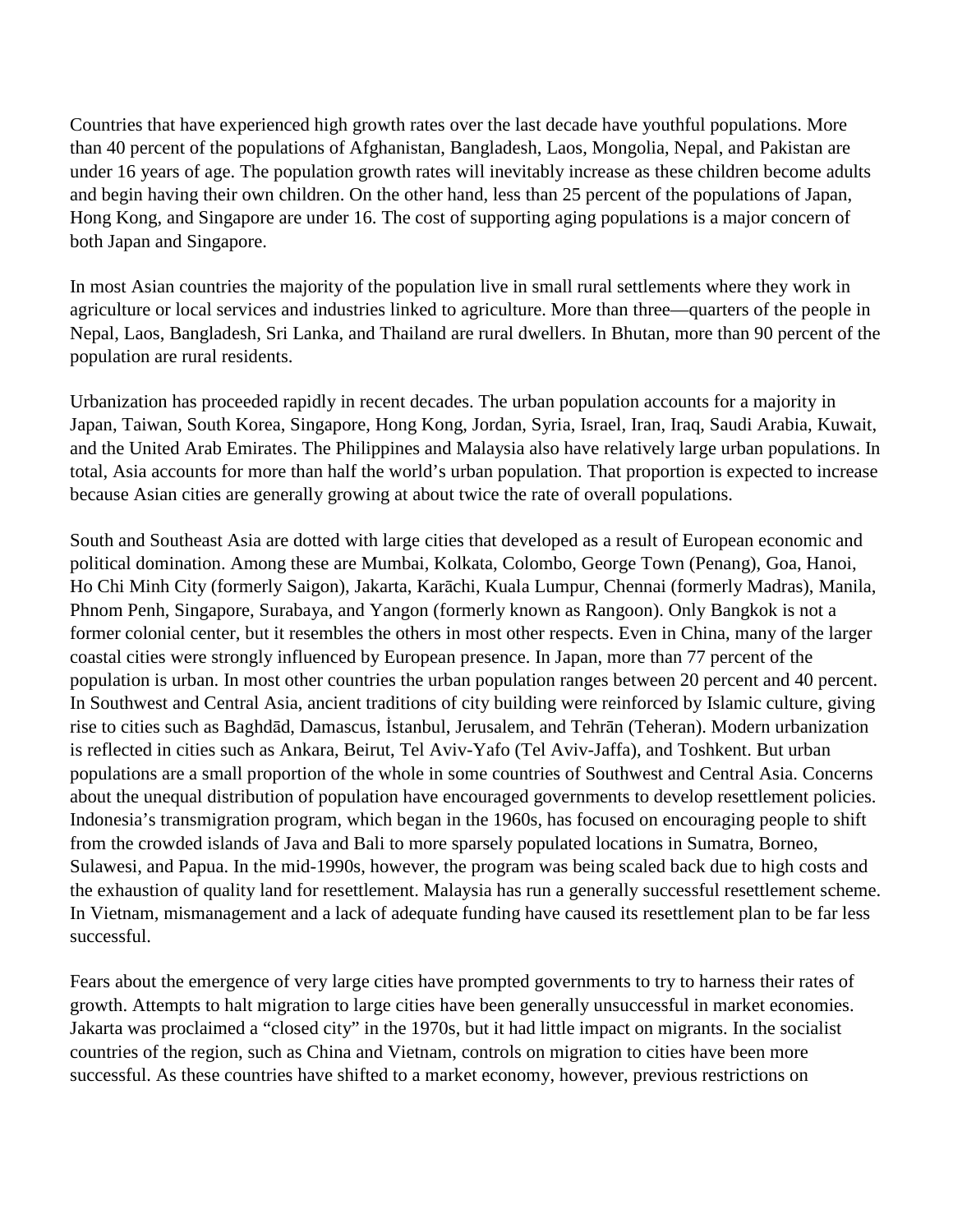Countries that have experienced high growth rates over the last decade have youthful populations. More than 40 percent of the populations of Afghanistan, Bangladesh, Laos, Mongolia, Nepal, and Pakistan are under 16 years of age. The population growth rates will inevitably increase as these children become adults and begin having their own children. On the other hand, less than 25 percent of the populations of Japan, Hong Kong, and Singapore are under 16. The cost of supporting aging populations is a major concern of both Japan and Singapore.

In most Asian countries the majority of the population live in small rural settlements where they work in agriculture or local services and industries linked to agriculture. More than three—quarters of the people in Nepal, Laos, Bangladesh, Sri Lanka, and Thailand are rural dwellers. In Bhutan, more than 90 percent of the population are rural residents.

Urbanization has proceeded rapidly in recent decades. The urban population accounts for a majority in Japan, Taiwan, South Korea, Singapore, Hong Kong, Jordan, Syria, Israel, Iran, Iraq, Saudi Arabia, Kuwait, and the United Arab Emirates. The Philippines and Malaysia also have relatively large urban populations. In total, Asia accounts for more than half the world's urban population. That proportion is expected to increase because Asian cities are generally growing at about twice the rate of overall populations.

South and Southeast Asia are dotted with large cities that developed as a result of European economic and political domination. Among these are Mumbai, Kolkata, Colombo, George Town (Penang), Goa, Hanoi, Ho Chi Minh City (formerly Saigon), Jakarta, Karāchi, Kuala Lumpur, Chennai (formerly Madras), Manila, Phnom Penh, Singapore, Surabaya, and Yangon (formerly known as Rangoon). Only Bangkok is not a former colonial center, but it resembles the others in most other respects. Even in China, many of the larger coastal cities were strongly influenced by European presence. In Japan, more than 77 percent of the population is urban. In most other countries the urban population ranges between 20 percent and 40 percent. In Southwest and Central Asia, ancient traditions of city building were reinforced by Islamic culture, giving rise to cities such as Baghdād, Damascus, İstanbul, Jerusalem, and Tehrān (Teheran). Modern urbanization is reflected in cities such as Ankara, Beirut, Tel Aviv-Yafo (Tel Aviv-Jaffa), and Toshkent. But urban populations are a small proportion of the whole in some countries of Southwest and Central Asia. Concerns about the unequal distribution of population have encouraged governments to develop resettlement policies. Indonesia's transmigration program, which began in the 1960s, has focused on encouraging people to shift from the crowded islands of Java and Bali to more sparsely populated locations in Sumatra, Borneo, Sulawesi, and Papua. In the mid-1990s, however, the program was being scaled back due to high costs and the exhaustion of quality land for resettlement. Malaysia has run a generally successful resettlement scheme. In Vietnam, mismanagement and a lack of adequate funding have caused its resettlement plan to be far less successful.

Fears about the emergence of very large cities have prompted governments to try to harness their rates of growth. Attempts to halt migration to large cities have been generally unsuccessful in market economies. Jakarta was proclaimed a "closed city" in the 1970s, but it had little impact on migrants. In the socialist countries of the region, such as China and Vietnam, controls on migration to cities have been more successful. As these countries have shifted to a market economy, however, previous restrictions on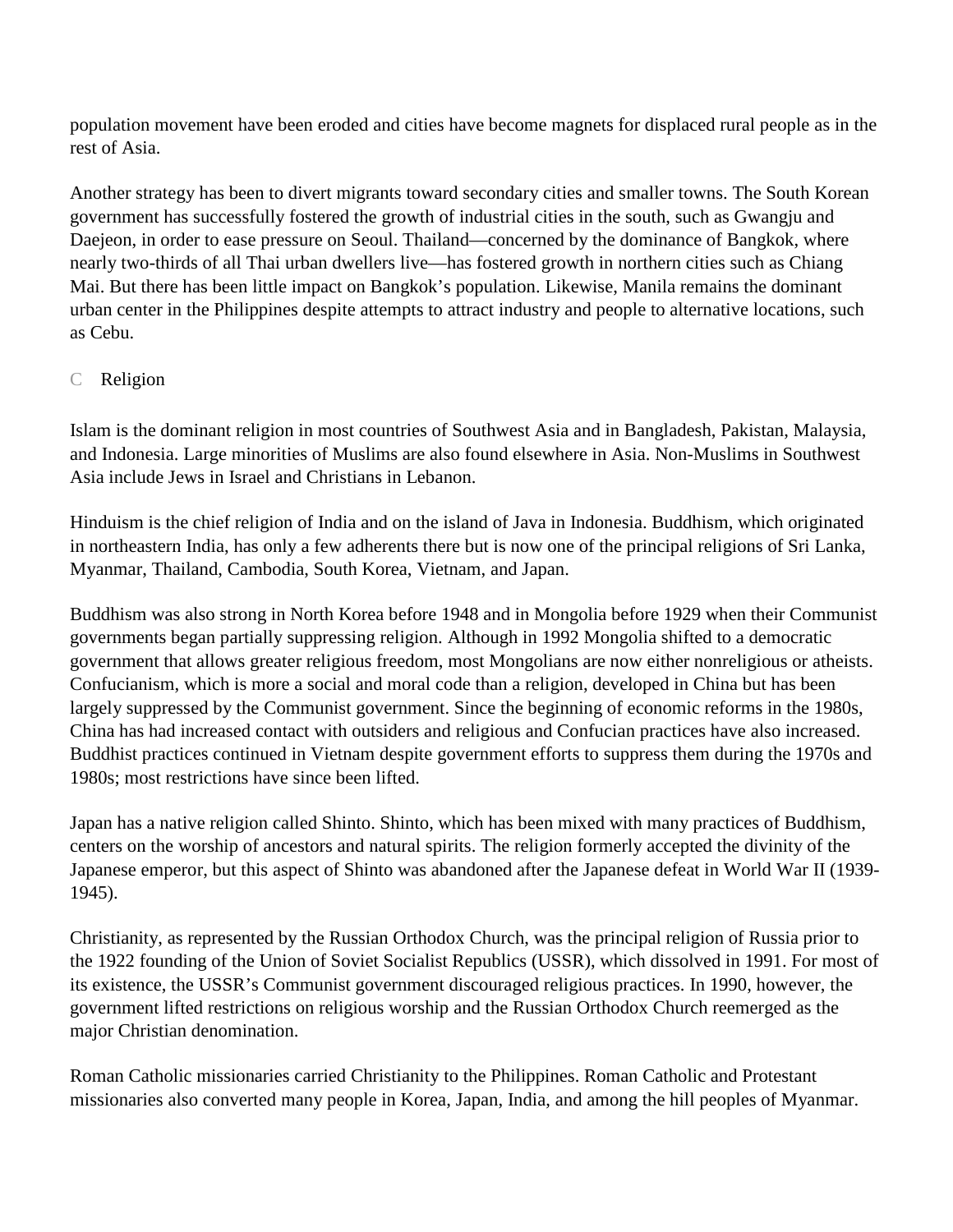population movement have been eroded and cities have become magnets for displaced rural people as in the rest of Asia.

Another strategy has been to divert migrants toward secondary cities and smaller towns. The South Korean government has successfully fostered the growth of industrial cities in the south, such as Gwangju and Daejeon, in order to ease pressure on Seoul. Thailand—concerned by the dominance of Bangkok, where nearly two-thirds of all Thai urban dwellers live—has fostered growth in northern cities such as Chiang Mai. But there has been little impact on Bangkok's population. Likewise, Manila remains the dominant urban center in the Philippines despite attempts to attract industry and people to alternative locations, such as Cebu.

### C Religion

Islam is the dominant religion in most countries of Southwest Asia and in Bangladesh, Pakistan, Malaysia, and Indonesia. Large minorities of Muslims are also found elsewhere in Asia. Non-Muslims in Southwest Asia include Jews in Israel and Christians in Lebanon.

Hinduism is the chief religion of India and on the island of Java in Indonesia. Buddhism, which originated in northeastern India, has only a few adherents there but is now one of the principal religions of Sri Lanka, Myanmar, Thailand, Cambodia, South Korea, Vietnam, and Japan.

Buddhism was also strong in North Korea before 1948 and in Mongolia before 1929 when their Communist governments began partially suppressing religion. Although in 1992 Mongolia shifted to a democratic government that allows greater religious freedom, most Mongolians are now either nonreligious or atheists. Confucianism, which is more a social and moral code than a religion, developed in China but has been largely suppressed by the Communist government. Since the beginning of economic reforms in the 1980s, China has had increased contact with outsiders and religious and Confucian practices have also increased. Buddhist practices continued in Vietnam despite government efforts to suppress them during the 1970s and 1980s; most restrictions have since been lifted.

Japan has a native religion called Shinto. Shinto, which has been mixed with many practices of Buddhism, centers on the worship of ancestors and natural spirits. The religion formerly accepted the divinity of the Japanese emperor, but this aspect of Shinto was abandoned after the Japanese defeat in World War II (1939-1945).

Christianity, as represented by the Russian Orthodox Church, was the principal religion of Russia prior to the 1922 founding of the Union of Soviet Socialist Republics (USSR), which dissolved in 1991. For most of its existence, the USSR's Communist government discouraged religious practices. In 1990, however, the government lifted restrictions on religious worship and the Russian Orthodox Church reemerged as the major Christian denomination.

Roman Catholic missionaries carried Christianity to the Philippines. Roman Catholic and Protestant missionaries also converted many people in Korea, Japan, India, and among the hill peoples of Myanmar.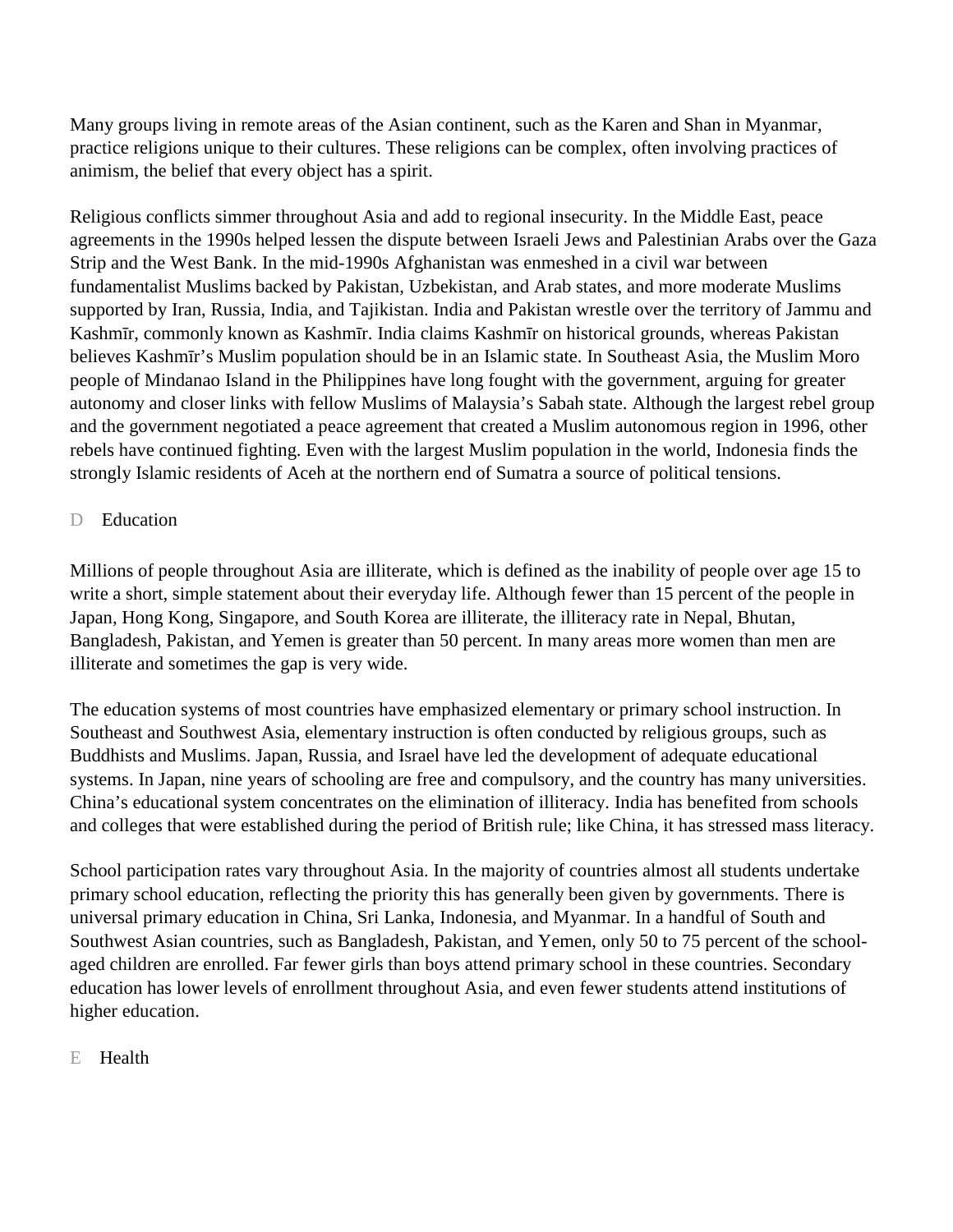Many groups living in remote areas of the Asian continent, such as the Karen and Shan in Myanmar, practice religions unique to their cultures. These religions can be complex, often involving practices of animism, the belief that every object has a spirit.

Religious conflicts simmer throughout Asia and add to regional insecurity. In the Middle East, peace agreements in the 1990s helped lessen the dispute between Israeli Jews and Palestinian Arabs over the Gaza Strip and the West Bank. In the mid-1990s Afghanistan was enmeshed in a civil war between fundamentalist Muslims backed by Pakistan, Uzbekistan, and Arab states, and more moderate Muslims supported by Iran, Russia, India, and Tajikistan. India and Pakistan wrestle over the territory of Jammu and Kashmīr, commonly known as Kashmīr. India claims Kashmīr on historical grounds, whereas Pakistan believes Kashmīr's Muslim population should be in an Islamic state. In Southeast Asia, the Muslim Moro people of Mindanao Island in the Philippines have long fought with the government, arguing for greater autonomy and closer links with fellow Muslims of Malaysia's Sabah state. Although the largest rebel group and the government negotiated a peace agreement that created a Muslim autonomous region in 1996, other rebels have continued fighting. Even with the largest Muslim population in the world, Indonesia finds the strongly Islamic residents of Aceh at the northern end of Sumatra a source of political tensions.

## D Education

Millions of people throughout Asia are illiterate, which is defined as the inability of people over age 15 to write a short, simple statement about their everyday life. Although fewer than 15 percent of the people in Japan, Hong Kong, Singapore, and South Korea are illiterate, the illiteracy rate in Nepal, Bhutan, Bangladesh, Pakistan, and Yemen is greater than 50 percent. In many areas more women than men are illiterate and sometimes the gap is very wide.

The education systems of most countries have emphasized elementary or primary school instruction. In Southeast and Southwest Asia, elementary instruction is often conducted by religious groups, such as Buddhists and Muslims. Japan, Russia, and Israel have led the development of adequate educational systems. In Japan, nine years of schooling are free and compulsory, and the country has many universities. China's educational system concentrates on the elimination of illiteracy. India has benefited from schools and colleges that were established during the period of British rule; like China, it has stressed mass literacy.

School participation rates vary throughout Asia. In the majority of countries almost all students undertake primary school education, reflecting the priority this has generally been given by governments. There is universal primary education in China, Sri Lanka, Indonesia, and Myanmar. In a handful of South and Southwest Asian countries, such as Bangladesh, Pakistan, and Yemen, only 50 to 75 percent of the school-aged children are enrolled. Far fewer girls than boys attend primary school in these countries. Secondary education has lower levels of enrollment throughout Asia, and even fewer students attend institutions of higher education.

## E Health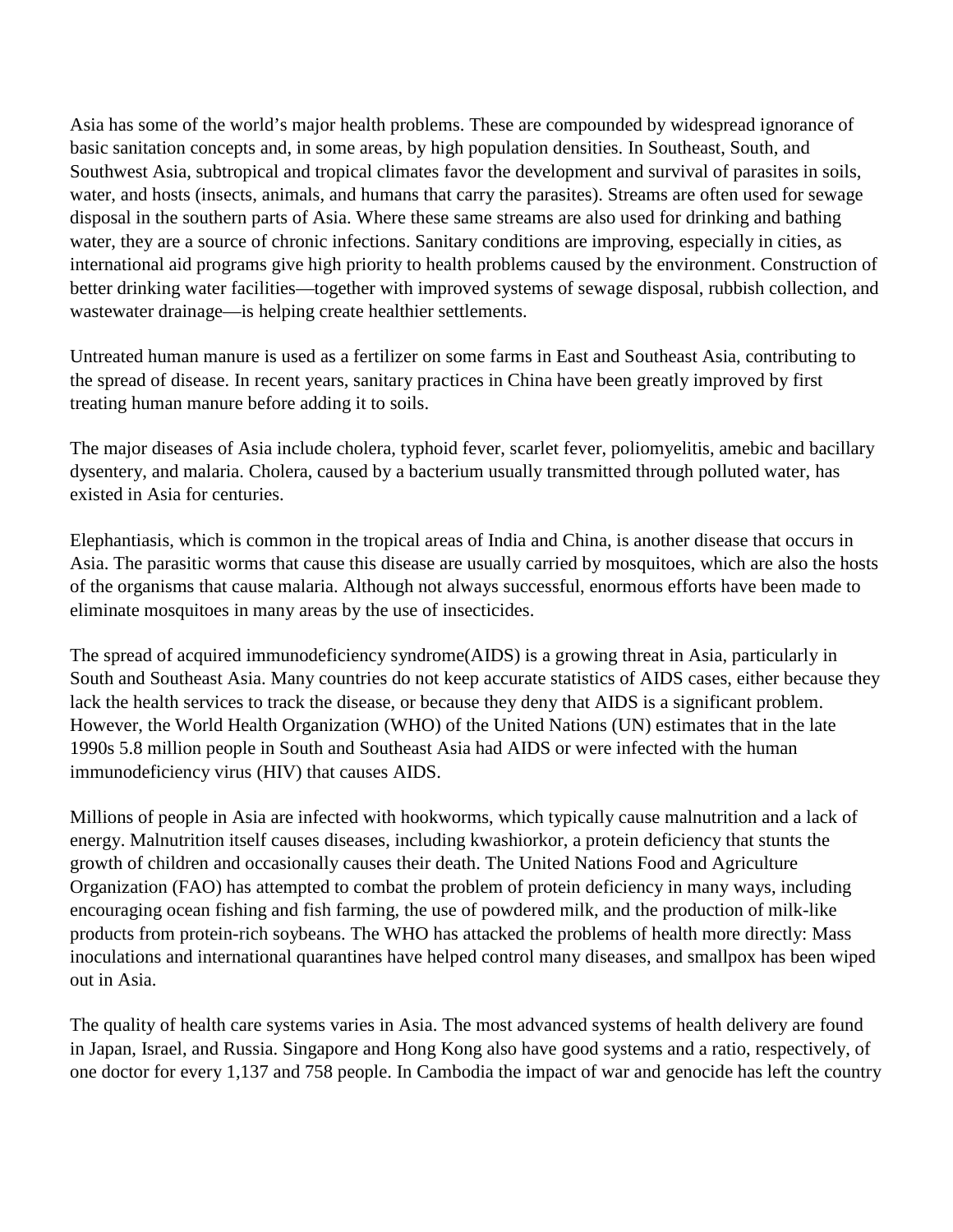Asia has some of the world's major health problems. These are compounded by widespread ignorance of basic sanitation concepts and, in some areas, by high population densities. In Southeast, South, and Southwest Asia, subtropical and tropical climates favor the development and survival of parasites in soils, water, and hosts (insects, animals, and humans that carry the parasites). Streams are often used for sewage disposal in the southern parts of Asia. Where these same streams are also used for drinking and bathing water, they are a source of chronic infections. Sanitary conditions are improving, especially in cities, as international aid programs give high priority to health problems caused by the environment. Construction of better drinking water facilities—together with improved systems of sewage disposal, rubbish collection, and wastewater drainage—is helping create healthier settlements.

Untreated human manure is used as a fertilizer on some farms in East and Southeast Asia, contributing to the spread of disease. In recent years, sanitary practices in China have been greatly improved by first treating human manure before adding it to soils.

The major diseases of Asia include cholera, typhoid fever, scarlet fever, poliomyelitis, amebic and bacillary dysentery, and malaria. Cholera, caused by a bacterium usually transmitted through polluted water, has existed in Asia for centuries.

Elephantiasis, which is common in the tropical areas of India and China, is another disease that occurs in Asia. The parasitic worms that cause this disease are usually carried by mosquitoes, which are also the hosts of the organisms that cause malaria. Although not always successful, enormous efforts have been made to eliminate mosquitoes in many areas by the use of insecticides.

The spread of acquired immunodeficiency syndrome(AIDS) is a growing threat in Asia, particularly in South and Southeast Asia. Many countries do not keep accurate statistics of AIDS cases, either because they lack the health services to track the disease, or because they deny that AIDS is a significant problem. However, the World Health Organization (WHO) of the United Nations (UN) estimates that in the late 1990s 5.8 million people in South and Southeast Asia had AIDS or were infected with the human immunodeficiency virus (HIV) that causes AIDS.

Millions of people in Asia are infected with hookworms, which typically cause malnutrition and a lack of energy. Malnutrition itself causes diseases, including kwashiorkor, a protein deficiency that stunts the growth of children and occasionally causes their death. The United Nations Food and Agriculture Organization (FAO) has attempted to combat the problem of protein deficiency in many ways, including encouraging ocean fishing and fish farming, the use of powdered milk, and the production of milk-like products from protein-rich soybeans. The WHO has attacked the problems of health more directly: Mass inoculations and international quarantines have helped control many diseases, and smallpox has been wiped out in Asia.

The quality of health care systems varies in Asia. The most advanced systems of health delivery are found in Japan, Israel, and Russia. Singapore and Hong Kong also have good systems and a ratio, respectively, of one doctor for every 1,137 and 758 people. In Cambodia the impact of war and genocide has left the country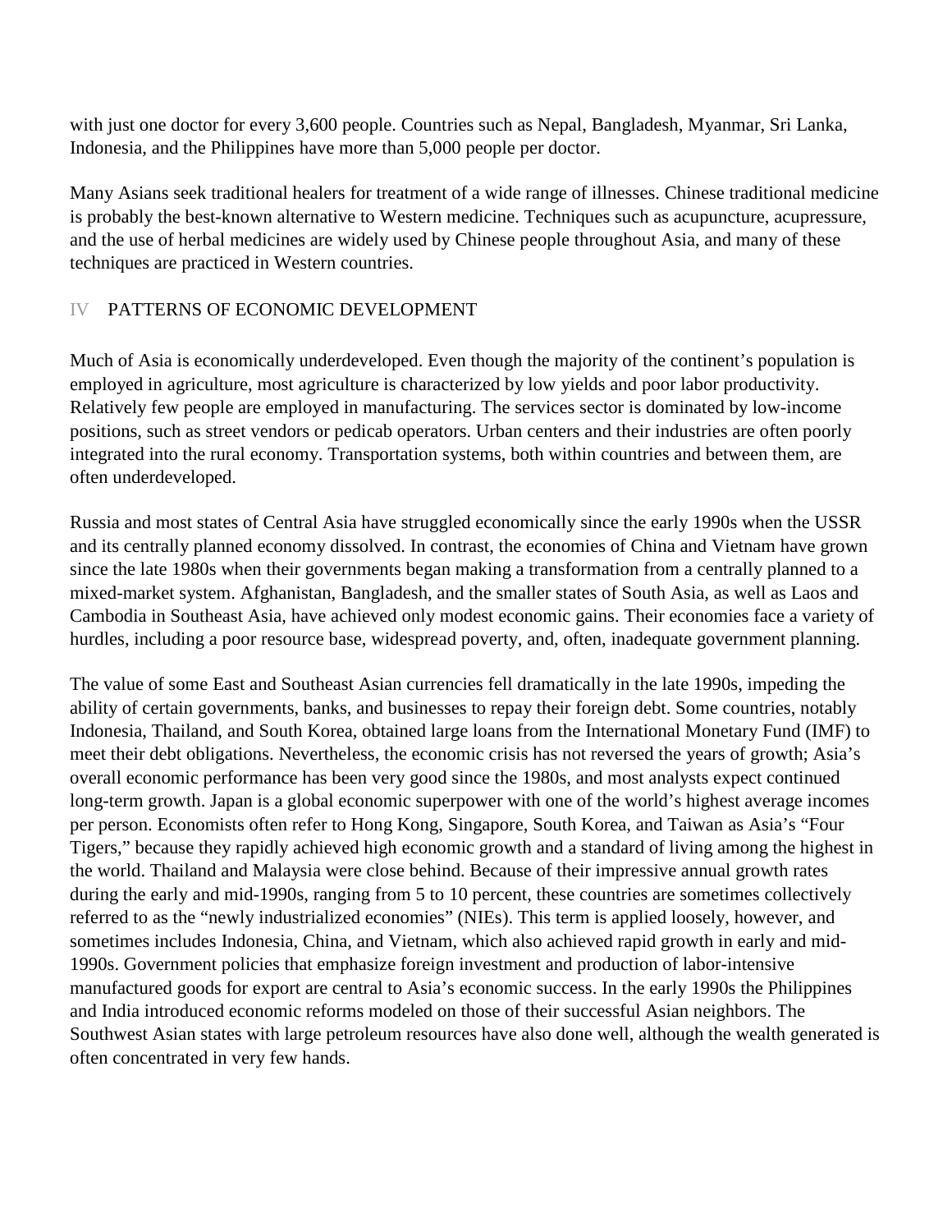with just one doctor for every 3,600 people. Countries such as Nepal, Bangladesh, Myanmar, Sri Lanka, Indonesia, and the Philippines have more than 5,000 people per doctor.

Many Asians seek traditional healers for treatment of a wide range of illnesses. Chinese traditional medicine is probably the best-known alternative to Western medicine. Techniques such as acupuncture, acupressure, and the use of herbal medicines are widely used by Chinese people throughout Asia, and many of these techniques are practiced in Western countries.

## IV PATTERNS OF ECONOMIC DEVELOPMENT

Much of Asia is economically underdeveloped. Even though the majority of the continent's population is employed in agriculture, most agriculture is characterized by low yields and poor labor productivity. Relatively few people are employed in manufacturing. The services sector is dominated by low-income positions, such as street vendors or pedicab operators. Urban centers and their industries are often poorly integrated into the rural economy. Transportation systems, both within countries and between them, are often underdeveloped.

Russia and most states of Central Asia have struggled economically since the early 1990s when the USSR and its centrally planned economy dissolved. In contrast, the economies of China and Vietnam have grown since the late 1980s when their governments began making a transformation from a centrally planned to a mixed-market system. Afghanistan, Bangladesh, and the smaller states of South Asia, as well as Laos and Cambodia in Southeast Asia, have achieved only modest economic gains. Their economies face a variety of hurdles, including a poor resource base, widespread poverty, and, often, inadequate government planning.

The value of some East and Southeast Asian currencies fell dramatically in the late 1990s, impeding the ability of certain governments, banks, and businesses to repay their foreign debt. Some countries, notably Indonesia, Thailand, and South Korea, obtained large loans from the International Monetary Fund (IMF) to meet their debt obligations. Nevertheless, the economic crisis has not reversed the years of growth; Asia's overall economic performance has been very good since the 1980s, and most analysts expect continued long-term growth. Japan is a global economic superpower with one of the world's highest average incomes per person. Economists often refer to Hong Kong, Singapore, South Korea, and Taiwan as Asia's "Four Tigers," because they rapidly achieved high economic growth and a standard of living among the highest in the world. Thailand and Malaysia were close behind. Because of their impressive annual growth rates during the early and mid-1990s, ranging from 5 to 10 percent, these countries are sometimes collectively referred to as the "newly industrialized economies" (NIEs). This term is applied loosely, however, and sometimes includes Indonesia, China, and Vietnam, which also achieved rapid growth in early and mid-1990s. Government policies that emphasize foreign investment and production of labor-intensive manufactured goods for export are central to Asia's economic success. In the early 1990s the Philippines and India introduced economic reforms modeled on those of their successful Asian neighbors. The Southwest Asian states with large petroleum resources have also done well, although the wealth generated is often concentrated in very few hands.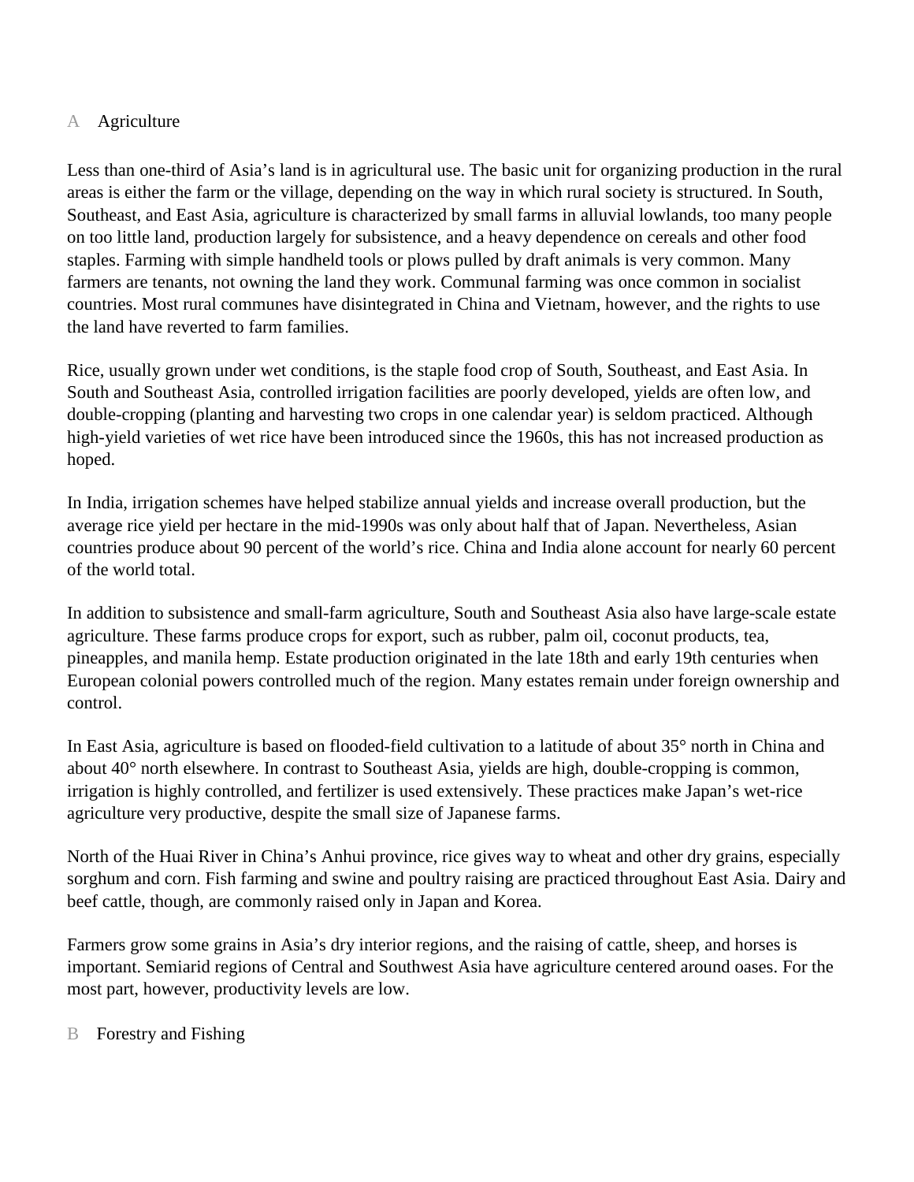### A Agriculture

Less than one-third of Asia's land is in agricultural use. The basic unit for organizing production in the rural areas is either the farm or the village, depending on the way in which rural society is structured. In South, Southeast, and East Asia, agriculture is characterized by small farms in alluvial lowlands, too many people on too little land, production largely for subsistence, and a heavy dependence on cereals and other food staples. Farming with simple handheld tools or plows pulled by draft animals is very common. Many farmers are tenants, not owning the land they work. Communal farming was once common in socialist countries. Most rural communes have disintegrated in China and Vietnam, however, and the rights to use the land have reverted to farm families.

Rice, usually grown under wet conditions, is the staple food crop of South, Southeast, and East Asia. In South and Southeast Asia, controlled irrigation facilities are poorly developed, yields are often low, and double-cropping (planting and harvesting two crops in one calendar year) is seldom practiced. Although high-yield varieties of wet rice have been introduced since the 1960s, this has not increased production as hoped.

In India, irrigation schemes have helped stabilize annual yields and increase overall production, but the average rice yield per hectare in the mid-1990s was only about half that of Japan. Nevertheless, Asian countries produce about 90 percent of the world's rice. China and India alone account for nearly 60 percent of the world total.

In addition to subsistence and small-farm agriculture, South and Southeast Asia also have large-scale estate agriculture. These farms produce crops for export, such as rubber, palm oil, coconut products, tea, pineapples, and manila hemp. Estate production originated in the late 18th and early 19th centuries when European colonial powers controlled much of the region. Many estates remain under foreign ownership and control.

In East Asia, agriculture is based on flooded-field cultivation to a latitude of about 35° north in China and about 40° north elsewhere. In contrast to Southeast Asia, yields are high, double-cropping is common, irrigation is highly controlled, and fertilizer is used extensively. These practices make Japan's wet-rice agriculture very productive, despite the small size of Japanese farms.

North of the Huai River in China's Anhui province, rice gives way to wheat and other dry grains, especially sorghum and corn. Fish farming and swine and poultry raising are practiced throughout East Asia. Dairy and beef cattle, though, are commonly raised only in Japan and Korea.

Farmers grow some grains in Asia's dry interior regions, and the raising of cattle, sheep, and horses is important. Semiarid regions of Central and Southwest Asia have agriculture centered around oases. For the most part, however, productivity levels are low.

### B Forestry and Fishing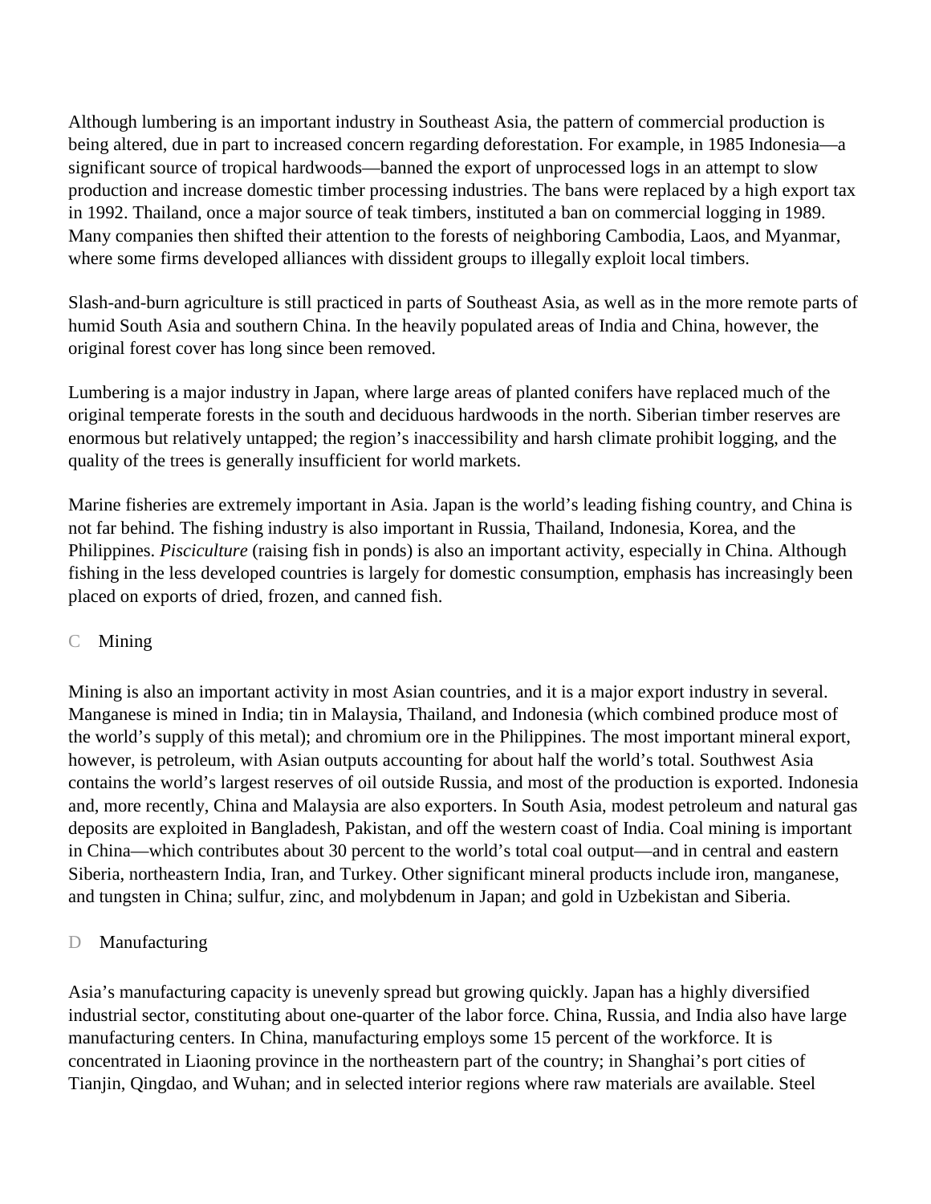Although lumbering is an important industry in Southeast Asia, the pattern of commercial production is being altered, due in part to increased concern regarding deforestation. For example, in 1985 Indonesia—a significant source of tropical hardwoods—banned the export of unprocessed logs in an attempt to slow production and increase domestic timber processing industries. The bans were replaced by a high export tax in 1992. Thailand, once a major source of teak timbers, instituted a ban on commercial logging in 1989. Many companies then shifted their attention to the forests of neighboring Cambodia, Laos, and Myanmar, where some firms developed alliances with dissident groups to illegally exploit local timbers.

Slash-and-burn agriculture is still practiced in parts of Southeast Asia, as well as in the more remote parts of humid South Asia and southern China. In the heavily populated areas of India and China, however, the original forest cover has long since been removed.

Lumbering is a major industry in Japan, where large areas of planted conifers have replaced much of the original temperate forests in the south and deciduous hardwoods in the north. Siberian timber reserves are enormous but relatively untapped; the region's inaccessibility and harsh climate prohibit logging, and the quality of the trees is generally insufficient for world markets.

Marine fisheries are extremely important in Asia. Japan is the world's leading fishing country, and China is not far behind. The fishing industry is also important in Russia, Thailand, Indonesia, Korea, and the Philippines. *Pisciculture* (raising fish in ponds) is also an important activity, especially in China. Although fishing in the less developed countries is largely for domestic consumption, emphasis has increasingly been placed on exports of dried, frozen, and canned fish.

## C Mining

Mining is also an important activity in most Asian countries, and it is a major export industry in several. Manganese is mined in India; tin in Malaysia, Thailand, and Indonesia (which combined produce most of the world's supply of this metal); and chromium ore in the Philippines. The most important mineral export, however, is petroleum, with Asian outputs accounting for about half the world's total. Southwest Asia contains the world's largest reserves of oil outside Russia, and most of the production is exported. Indonesia and, more recently, China and Malaysia are also exporters. In South Asia, modest petroleum and natural gas deposits are exploited in Bangladesh, Pakistan, and off the western coast of India. Coal mining is important in China—which contributes about 30 percent to the world's total coal output—and in central and eastern Siberia, northeastern India, Iran, and Turkey. Other significant mineral products include iron, manganese, and tungsten in China; sulfur, zinc, and molybdenum in Japan; and gold in Uzbekistan and Siberia.

## D Manufacturing

Asia's manufacturing capacity is unevenly spread but growing quickly. Japan has a highly diversified industrial sector, constituting about one-quarter of the labor force. China, Russia, and India also have large manufacturing centers. In China, manufacturing employs some 15 percent of the workforce. It is concentrated in Liaoning province in the northeastern part of the country; in Shanghai's port cities of Tianjin, Qingdao, and Wuhan; and in selected interior regions where raw materials are available. Steel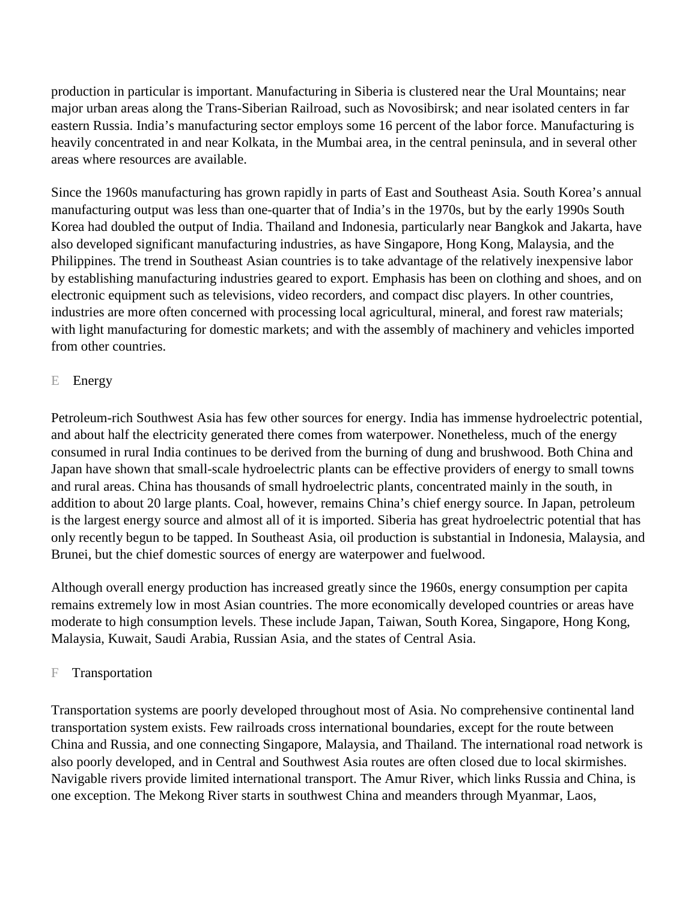production in particular is important. Manufacturing in Siberia is clustered near the Ural Mountains; near major urban areas along the Trans-Siberian Railroad, such as Novosibirsk; and near isolated centers in far eastern Russia. India's manufacturing sector employs some 16 percent of the labor force. Manufacturing is heavily concentrated in and near Kolkata, in the Mumbai area, in the central peninsula, and in several other areas where resources are available.

Since the 1960s manufacturing has grown rapidly in parts of East and Southeast Asia. South Korea's annual manufacturing output was less than one-quarter that of India's in the 1970s, but by the early 1990s South Korea had doubled the output of India. Thailand and Indonesia, particularly near Bangkok and Jakarta, have also developed significant manufacturing industries, as have Singapore, Hong Kong, Malaysia, and the Philippines. The trend in Southeast Asian countries is to take advantage of the relatively inexpensive labor by establishing manufacturing industries geared to export. Emphasis has been on clothing and shoes, and on electronic equipment such as televisions, video recorders, and compact disc players. In other countries, industries are more often concerned with processing local agricultural, mineral, and forest raw materials; with light manufacturing for domestic markets; and with the assembly of machinery and vehicles imported from other countries.

### E Energy

Petroleum-rich Southwest Asia has few other sources for energy. India has immense hydroelectric potential, and about half the electricity generated there comes from waterpower. Nonetheless, much of the energy consumed in rural India continues to be derived from the burning of dung and brushwood. Both China and Japan have shown that small-scale hydroelectric plants can be effective providers of energy to small towns and rural areas. China has thousands of small hydroelectric plants, concentrated mainly in the south, in addition to about 20 large plants. Coal, however, remains China's chief energy source. In Japan, petroleum is the largest energy source and almost all of it is imported. Siberia has great hydroelectric potential that has only recently begun to be tapped. In Southeast Asia, oil production is substantial in Indonesia, Malaysia, and Brunei, but the chief domestic sources of energy are waterpower and fuelwood.

Although overall energy production has increased greatly since the 1960s, energy consumption per capita remains extremely low in most Asian countries. The more economically developed countries or areas have moderate to high consumption levels. These include Japan, Taiwan, South Korea, Singapore, Hong Kong, Malaysia, Kuwait, Saudi Arabia, Russian Asia, and the states of Central Asia.

### F Transportation

Transportation systems are poorly developed throughout most of Asia. No comprehensive continental land transportation system exists. Few railroads cross international boundaries, except for the route between China and Russia, and one connecting Singapore, Malaysia, and Thailand. The international road network is also poorly developed, and in Central and Southwest Asia routes are often closed due to local skirmishes. Navigable rivers provide limited international transport. The Amur River, which links Russia and China, is one exception. The Mekong River starts in southwest China and meanders through Myanmar, Laos,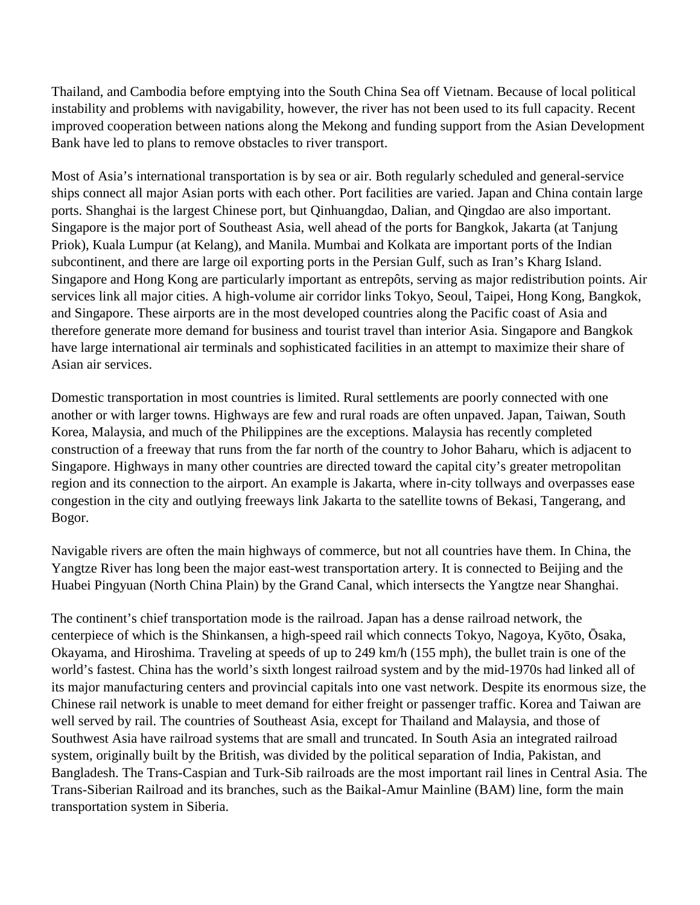Thailand, and Cambodia before emptying into the South China Sea off Vietnam. Because of local political instability and problems with navigability, however, the river has not been used to its full capacity. Recent improved cooperation between nations along the Mekong and funding support from the Asian Development Bank have led to plans to remove obstacles to river transport.

Most of Asia's international transportation is by sea or air. Both regularly scheduled and general-service ships connect all major Asian ports with each other. Port facilities are varied. Japan and China contain large ports. Shanghai is the largest Chinese port, but Qinhuangdao, Dalian, and Qingdao are also important. Singapore is the major port of Southeast Asia, well ahead of the ports for Bangkok, Jakarta (at Tanjung Priok), Kuala Lumpur (at Kelang), and Manila. Mumbai and Kolkata are important ports of the Indian subcontinent, and there are large oil exporting ports in the Persian Gulf, such as Iran's Kharg Island. Singapore and Hong Kong are particularly important as entrepôts, serving as major redistribution points. Air services link all major cities. A high-volume air corridor links Tokyo, Seoul, Taipei, Hong Kong, Bangkok, and Singapore. These airports are in the most developed countries along the Pacific coast of Asia and therefore generate more demand for business and tourist travel than interior Asia. Singapore and Bangkok have large international air terminals and sophisticated facilities in an attempt to maximize their share of Asian air services.

Domestic transportation in most countries is limited. Rural settlements are poorly connected with one another or with larger towns. Highways are few and rural roads are often unpaved. Japan, Taiwan, South Korea, Malaysia, and much of the Philippines are the exceptions. Malaysia has recently completed construction of a freeway that runs from the far north of the country to Johor Baharu, which is adjacent to Singapore. Highways in many other countries are directed toward the capital city's greater metropolitan region and its connection to the airport. An example is Jakarta, where in-city tollways and overpasses ease congestion in the city and outlying freeways link Jakarta to the satellite towns of Bekasi, Tangerang, and Bogor.

Navigable rivers are often the main highways of commerce, but not all countries have them. In China, the Yangtze River has long been the major east-west transportation artery. It is connected to Beijing and the Huabei Pingyuan (North China Plain) by the Grand Canal, which intersects the Yangtze near Shanghai.

The continent's chief transportation mode is the railroad. Japan has a dense railroad network, the centerpiece of which is the Shinkansen, a high-speed rail which connects Tokyo, Nagoya, Kyōto, Ōsaka, Okayama, and Hiroshima. Traveling at speeds of up to 249 km/h (155 mph), the bullet train is one of the world's fastest. China has the world's sixth longest railroad system and by the mid-1970s had linked all of its major manufacturing centers and provincial capitals into one vast network. Despite its enormous size, the Chinese rail network is unable to meet demand for either freight or passenger traffic. Korea and Taiwan are well served by rail. The countries of Southeast Asia, except for Thailand and Malaysia, and those of Southwest Asia have railroad systems that are small and truncated. In South Asia an integrated railroad system, originally built by the British, was divided by the political separation of India, Pakistan, and Bangladesh. The Trans-Caspian and Turk-Sib railroads are the most important rail lines in Central Asia. The Trans-Siberian Railroad and its branches, such as the Baikal-Amur Mainline (BAM) line, form the main transportation system in Siberia.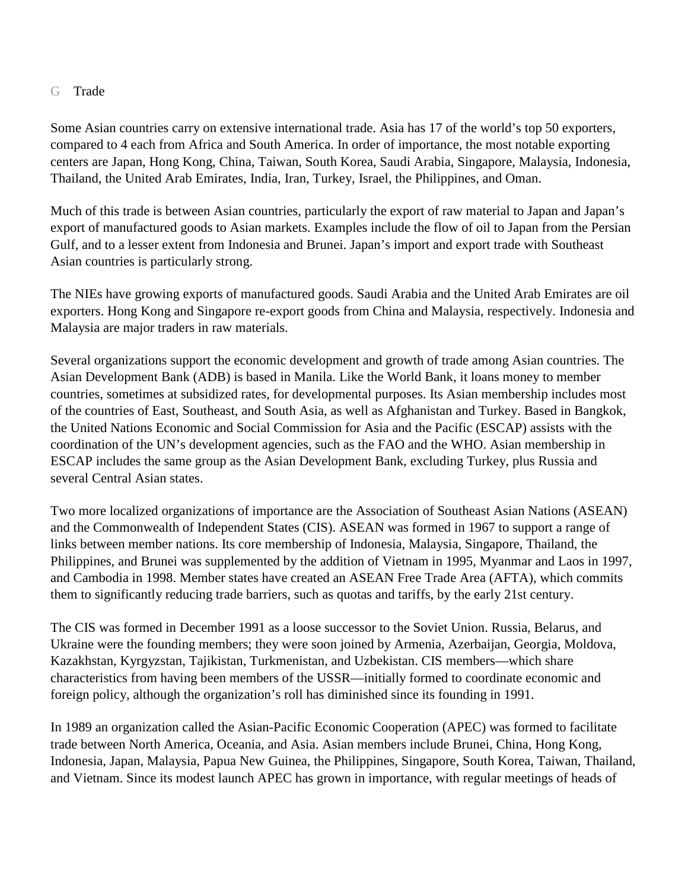### G Trade

Some Asian countries carry on extensive international trade. Asia has 17 of the world's top 50 exporters, compared to 4 each from Africa and South America. In order of importance, the most notable exporting centers are Japan, Hong Kong, China, Taiwan, South Korea, Saudi Arabia, Singapore, Malaysia, Indonesia, Thailand, the United Arab Emirates, India, Iran, Turkey, Israel, the Philippines, and Oman.

Much of this trade is between Asian countries, particularly the export of raw material to Japan and Japan's export of manufactured goods to Asian markets. Examples include the flow of oil to Japan from the Persian Gulf, and to a lesser extent from Indonesia and Brunei. Japan's import and export trade with Southeast Asian countries is particularly strong.

The NIEs have growing exports of manufactured goods. Saudi Arabia and the United Arab Emirates are oil exporters. Hong Kong and Singapore re-export goods from China and Malaysia, respectively. Indonesia and Malaysia are major traders in raw materials.

Several organizations support the economic development and growth of trade among Asian countries. The Asian Development Bank (ADB) is based in Manila. Like the World Bank, it loans money to member countries, sometimes at subsidized rates, for developmental purposes. Its Asian membership includes most of the countries of East, Southeast, and South Asia, as well as Afghanistan and Turkey. Based in Bangkok, the United Nations Economic and Social Commission for Asia and the Pacific (ESCAP) assists with the coordination of the UN's development agencies, such as the FAO and the WHO. Asian membership in ESCAP includes the same group as the Asian Development Bank, excluding Turkey, plus Russia and several Central Asian states.

Two more localized organizations of importance are the Association of Southeast Asian Nations (ASEAN) and the Commonwealth of Independent States (CIS). ASEAN was formed in 1967 to support a range of links between member nations. Its core membership of Indonesia, Malaysia, Singapore, Thailand, the Philippines, and Brunei was supplemented by the addition of Vietnam in 1995, Myanmar and Laos in 1997, and Cambodia in 1998. Member states have created an ASEAN Free Trade Area (AFTA), which commits them to significantly reducing trade barriers, such as quotas and tariffs, by the early 21st century.

The CIS was formed in December 1991 as a loose successor to the Soviet Union. Russia, Belarus, and Ukraine were the founding members; they were soon joined by Armenia, Azerbaijan, Georgia, Moldova, Kazakhstan, Kyrgyzstan, Tajikistan, Turkmenistan, and Uzbekistan. CIS members—which share characteristics from having been members of the USSR—initially formed to coordinate economic and foreign policy, although the organization's roll has diminished since its founding in 1991.

In 1989 an organization called the Asian-Pacific Economic Cooperation (APEC) was formed to facilitate trade between North America, Oceania, and Asia. Asian members include Brunei, China, Hong Kong, Indonesia, Japan, Malaysia, Papua New Guinea, the Philippines, Singapore, South Korea, Taiwan, Thailand, and Vietnam. Since its modest launch APEC has grown in importance, with regular meetings of heads of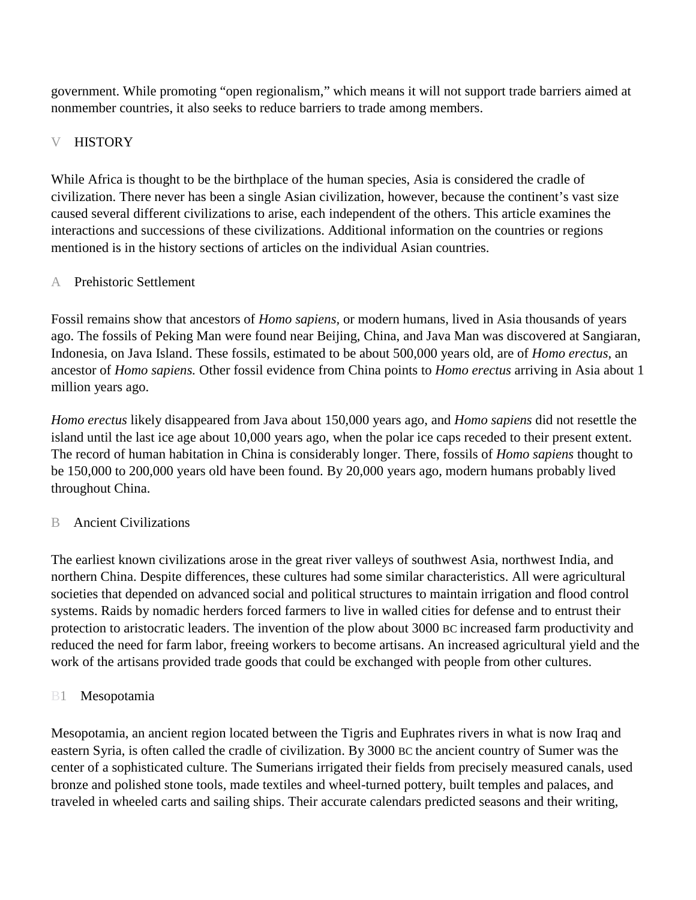government. While promoting “open regionalism,” which means it will not support trade barriers aimed at nonmember countries, it also seeks to reduce barriers to trade among members.

## V HISTORY

While Africa is thought to be the birthplace of the human species, Asia is considered the cradle of civilization. There never has been a single Asian civilization, however, because the continent’s vast size caused several different civilizations to arise, each independent of the others. This article examines the interactions and successions of these civilizations. Additional information on the countries or regions mentioned is in the history sections of articles on the individual Asian countries.

### A Prehistoric Settlement

Fossil remains show that ancestors of *Homo sapiens,* or modern humans, lived in Asia thousands of years ago. The fossils of Peking Man were found near Beijing, China, and Java Man was discovered at Sangiaran, Indonesia, on Java Island. These fossils, estimated to be about 500,000 years old, are of *Homo erectus*, an ancestor of *Homo sapiens.* Other fossil evidence from China points to *Homo erectus* arriving in Asia about 1 million years ago.

*Homo erectus* likely disappeared from Java about 150,000 years ago, and *Homo sapiens* did not resettle the island until the last ice age about 10,000 years ago, when the polar ice caps receded to their present extent. The record of human habitation in China is considerably longer. There, fossils of *Homo sapiens* thought to be 150,000 to 200,000 years old have been found. By 20,000 years ago, modern humans probably lived throughout China.

### B Ancient Civilizations

The earliest known civilizations arose in the great river valleys of southwest Asia, northwest India, and northern China. Despite differences, these cultures had some similar characteristics. All were agricultural societies that depended on advanced social and political structures to maintain irrigation and flood control systems. Raids by nomadic herders forced farmers to live in walled cities for defense and to entrust their protection to aristocratic leaders. The invention of the plow about 3000 BC increased farm productivity and reduced the need for farm labor, freeing workers to become artisans. An increased agricultural yield and the work of the artisans provided trade goods that could be exchanged with people from other cultures.

#### B1 Mesopotamia

Mesopotamia, an ancient region located between the Tigris and Euphrates rivers in what is now Iraq and eastern Syria, is often called the cradle of civilization. By 3000 BC the ancient country of Sumer was the center of a sophisticated culture. The Sumerians irrigated their fields from precisely measured canals, used bronze and polished stone tools, made textiles and wheel-turned pottery, built temples and palaces, and traveled in wheeled carts and sailing ships. Their accurate calendars predicted seasons and their writing,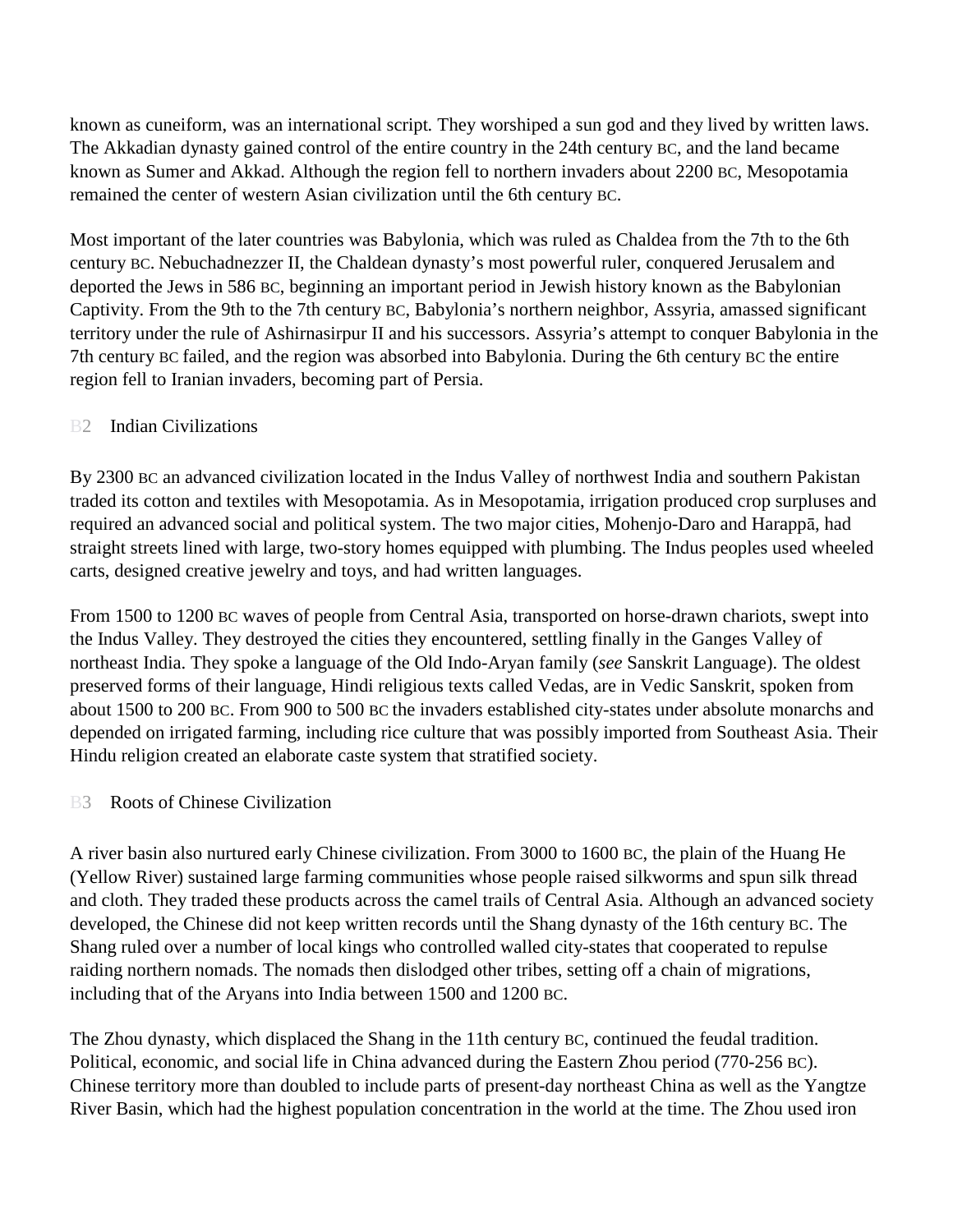known as cuneiform, was an international script. They worshiped a sun god and they lived by written laws. The Akkadian dynasty gained control of the entire country in the 24th century BC, and the land became known as Sumer and Akkad. Although the region fell to northern invaders about 2200 BC, Mesopotamia remained the center of western Asian civilization until the 6th century BC.

Most important of the later countries was Babylonia, which was ruled as Chaldea from the 7th to the 6th century BC. Nebuchadnezzer II, the Chaldean dynasty's most powerful ruler, conquered Jerusalem and deported the Jews in 586 BC, beginning an important period in Jewish history known as the Babylonian Captivity. From the 9th to the 7th century BC, Babylonia's northern neighbor, Assyria, amassed significant territory under the rule of Ashirnasirpur II and his successors. Assyria's attempt to conquer Babylonia in the 7th century BC failed, and the region was absorbed into Babylonia. During the 6th century BC the entire region fell to Iranian invaders, becoming part of Persia.

### B2 Indian Civilizations

By 2300 BC an advanced civilization located in the Indus Valley of northwest India and southern Pakistan traded its cotton and textiles with Mesopotamia. As in Mesopotamia, irrigation produced crop surpluses and required an advanced social and political system. The two major cities, Mohenjo-Daro and Harappā, had straight streets lined with large, two-story homes equipped with plumbing. The Indus peoples used wheeled carts, designed creative jewelry and toys, and had written languages.

From 1500 to 1200 BC waves of people from Central Asia, transported on horse-drawn chariots, swept into the Indus Valley. They destroyed the cities they encountered, settling finally in the Ganges Valley of northeast India. They spoke a language of the Old Indo-Aryan family (*see* Sanskrit Language). The oldest preserved forms of their language, Hindi religious texts called Vedas, are in Vedic Sanskrit, spoken from about 1500 to 200 BC. From 900 to 500 BC the invaders established city-states under absolute monarchs and depended on irrigated farming, including rice culture that was possibly imported from Southeast Asia. Their Hindu religion created an elaborate caste system that stratified society.

### B3 Roots of Chinese Civilization

A river basin also nurtured early Chinese civilization. From 3000 to 1600 BC, the plain of the Huang He (Yellow River) sustained large farming communities whose people raised silkworms and spun silk thread and cloth. They traded these products across the camel trails of Central Asia. Although an advanced society developed, the Chinese did not keep written records until the Shang dynasty of the 16th century BC. The Shang ruled over a number of local kings who controlled walled city-states that cooperated to repulse raiding northern nomads. The nomads then dislodged other tribes, setting off a chain of migrations, including that of the Aryans into India between 1500 and 1200 BC.

The Zhou dynasty, which displaced the Shang in the 11th century BC, continued the feudal tradition. Political, economic, and social life in China advanced during the Eastern Zhou period (770-256 BC). Chinese territory more than doubled to include parts of present-day northeast China as well as the Yangtze River Basin, which had the highest population concentration in the world at the time. The Zhou used iron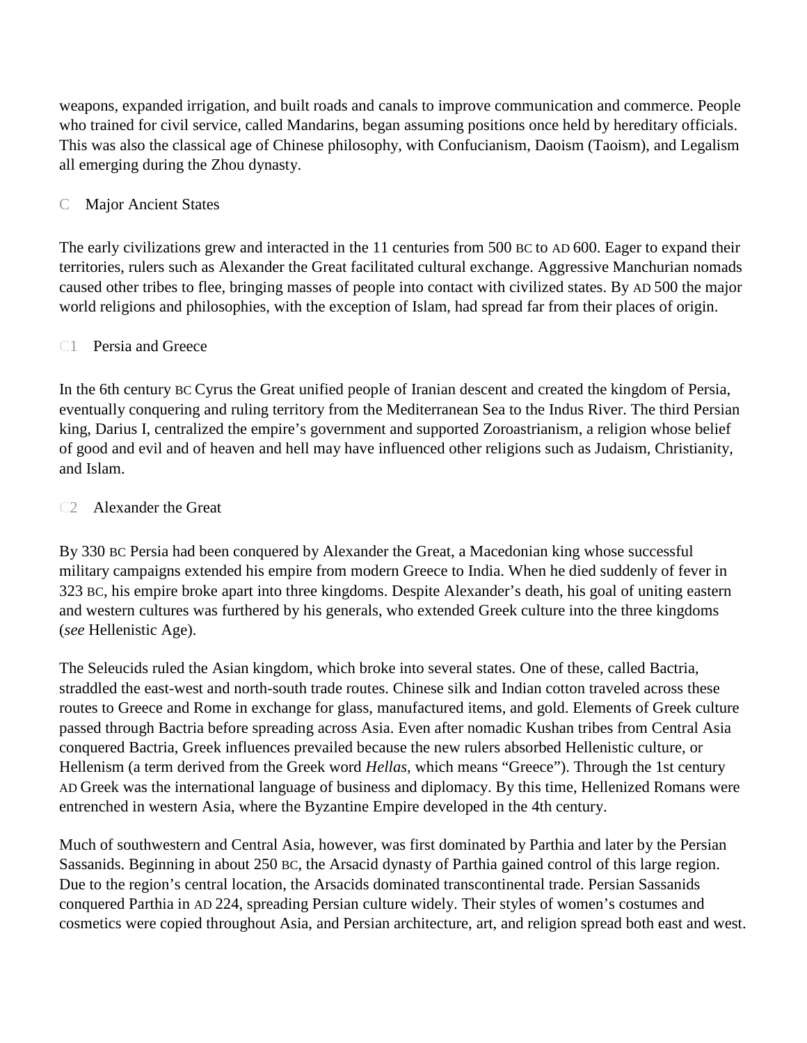weapons, expanded irrigation, and built roads and canals to improve communication and commerce. People who trained for civil service, called Mandarins, began assuming positions once held by hereditary officials. This was also the classical age of Chinese philosophy, with Confucianism, Daoism (Taoism), and Legalism all emerging during the Zhou dynasty.

## C Major Ancient States

The early civilizations grew and interacted in the 11 centuries from 500 BC to AD 600. Eager to expand their territories, rulers such as Alexander the Great facilitated cultural exchange. Aggressive Manchurian nomads caused other tribes to flee, bringing masses of people into contact with civilized states. By AD 500 the major world religions and philosophies, with the exception of Islam, had spread far from their places of origin.

### C1 Persia and Greece

In the 6th century BC Cyrus the Great unified people of Iranian descent and created the kingdom of Persia, eventually conquering and ruling territory from the Mediterranean Sea to the Indus River. The third Persian king, Darius I, centralized the empire's government and supported Zoroastrianism, a religion whose belief of good and evil and of heaven and hell may have influenced other religions such as Judaism, Christianity, and Islam.

### C2 Alexander the Great

By 330 BC Persia had been conquered by Alexander the Great, a Macedonian king whose successful military campaigns extended his empire from modern Greece to India. When he died suddenly of fever in 323 BC, his empire broke apart into three kingdoms. Despite Alexander's death, his goal of uniting eastern and western cultures was furthered by his generals, who extended Greek culture into the three kingdoms (*see* Hellenistic Age).

The Seleucids ruled the Asian kingdom, which broke into several states. One of these, called Bactria, straddled the east-west and north-south trade routes. Chinese silk and Indian cotton traveled across these routes to Greece and Rome in exchange for glass, manufactured items, and gold. Elements of Greek culture passed through Bactria before spreading across Asia. Even after nomadic Kushan tribes from Central Asia conquered Bactria, Greek influences prevailed because the new rulers absorbed Hellenistic culture, or Hellenism (a term derived from the Greek word *Hellas,* which means "Greece"). Through the 1st century AD Greek was the international language of business and diplomacy. By this time, Hellenized Romans were entrenched in western Asia, where the Byzantine Empire developed in the 4th century.

Much of southwestern and Central Asia, however, was first dominated by Parthia and later by the Persian Sassanids. Beginning in about 250 BC, the Arsacid dynasty of Parthia gained control of this large region. Due to the region's central location, the Arsacids dominated transcontinental trade. Persian Sassanids conquered Parthia in AD 224, spreading Persian culture widely. Their styles of women's costumes and cosmetics were copied throughout Asia, and Persian architecture, art, and religion spread both east and west.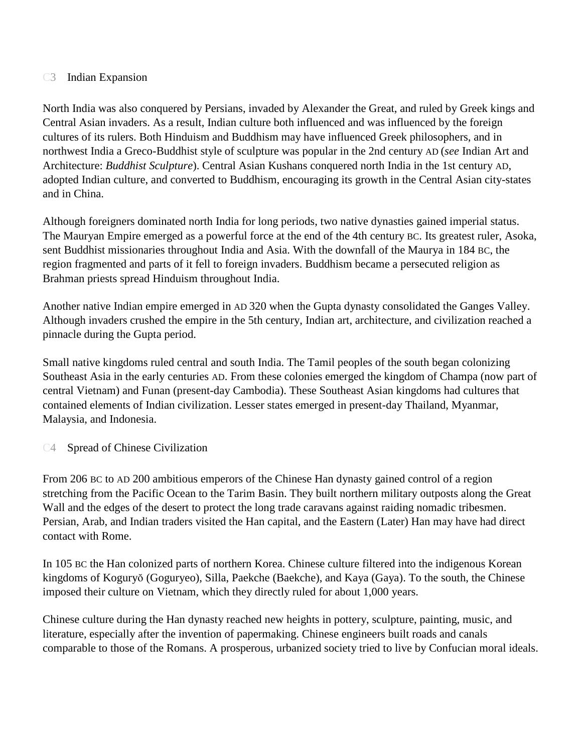### C3 Indian Expansion

North India was also conquered by Persians, invaded by Alexander the Great, and ruled by Greek kings and Central Asian invaders. As a result, Indian culture both influenced and was influenced by the foreign cultures of its rulers. Both Hinduism and Buddhism may have influenced Greek philosophers, and in northwest India a Greco-Buddhist style of sculpture was popular in the 2nd century AD (*see* Indian Art and Architecture: *Buddhist Sculpture*). Central Asian Kushans conquered north India in the 1st century AD, adopted Indian culture, and converted to Buddhism, encouraging its growth in the Central Asian city-states and in China.

Although foreigners dominated north India for long periods, two native dynasties gained imperial status. The Mauryan Empire emerged as a powerful force at the end of the 4th century BC. Its greatest ruler, Asoka, sent Buddhist missionaries throughout India and Asia. With the downfall of the Maurya in 184 BC, the region fragmented and parts of it fell to foreign invaders. Buddhism became a persecuted religion as Brahman priests spread Hinduism throughout India.

Another native Indian empire emerged in AD 320 when the Gupta dynasty consolidated the Ganges Valley. Although invaders crushed the empire in the 5th century, Indian art, architecture, and civilization reached a pinnacle during the Gupta period.

Small native kingdoms ruled central and south India. The Tamil peoples of the south began colonizing Southeast Asia in the early centuries AD. From these colonies emerged the kingdom of Champa (now part of central Vietnam) and Funan (present-day Cambodia). These Southeast Asian kingdoms had cultures that contained elements of Indian civilization. Lesser states emerged in present-day Thailand, Myanmar, Malaysia, and Indonesia.

### C4 Spread of Chinese Civilization

From 206 BC to AD 200 ambitious emperors of the Chinese Han dynasty gained control of a region stretching from the Pacific Ocean to the Tarim Basin. They built northern military outposts along the Great Wall and the edges of the desert to protect the long trade caravans against raiding nomadic tribesmen. Persian, Arab, and Indian traders visited the Han capital, and the Eastern (Later) Han may have had direct contact with Rome.

In 105 BC the Han colonized parts of northern Korea. Chinese culture filtered into the indigenous Korean kingdoms of Koguryŏ (Goguryeo), Silla, Paekche (Baekche), and Kaya (Gaya). To the south, the Chinese imposed their culture on Vietnam, which they directly ruled for about 1,000 years.

Chinese culture during the Han dynasty reached new heights in pottery, sculpture, painting, music, and literature, especially after the invention of papermaking. Chinese engineers built roads and canals comparable to those of the Romans. A prosperous, urbanized society tried to live by Confucian moral ideals.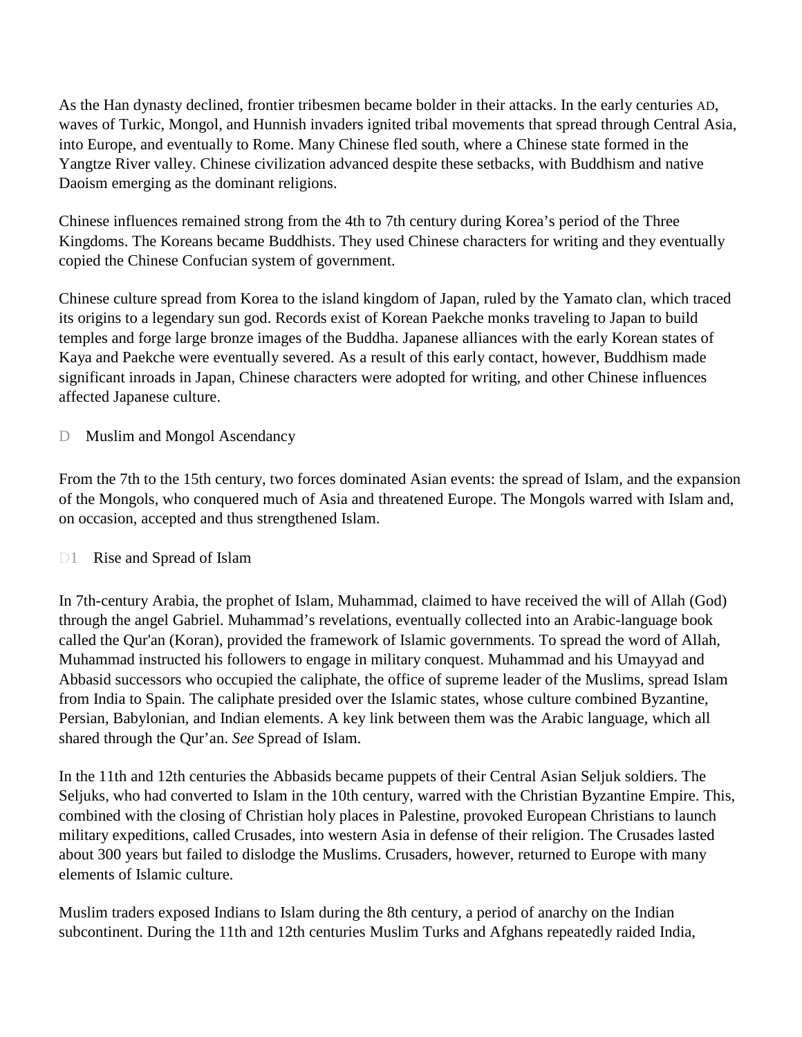As the Han dynasty declined, frontier tribesmen became bolder in their attacks. In the early centuries AD, waves of Turkic, Mongol, and Hunnish invaders ignited tribal movements that spread through Central Asia, into Europe, and eventually to Rome. Many Chinese fled south, where a Chinese state formed in the Yangtze River valley. Chinese civilization advanced despite these setbacks, with Buddhism and native Daoism emerging as the dominant religions.

Chinese influences remained strong from the 4th to 7th century during Korea's period of the Three Kingdoms. The Koreans became Buddhists. They used Chinese characters for writing and they eventually copied the Chinese Confucian system of government.

Chinese culture spread from Korea to the island kingdom of Japan, ruled by the Yamato clan, which traced its origins to a legendary sun god. Records exist of Korean Paekche monks traveling to Japan to build temples and forge large bronze images of the Buddha. Japanese alliances with the early Korean states of Kaya and Paekche were eventually severed. As a result of this early contact, however, Buddhism made significant inroads in Japan, Chinese characters were adopted for writing, and other Chinese influences affected Japanese culture.

## D Muslim and Mongol Ascendancy

From the 7th to the 15th century, two forces dominated Asian events: the spread of Islam, and the expansion of the Mongols, who conquered much of Asia and threatened Europe. The Mongols warred with Islam and, on occasion, accepted and thus strengthened Islam.

### D1 Rise and Spread of Islam

In 7th-century Arabia, the prophet of Islam, Muhammad, claimed to have received the will of Allah (God) through the angel Gabriel. Muhammad's revelations, eventually collected into an Arabic-language book called the Qur'an (Koran), provided the framework of Islamic governments. To spread the word of Allah, Muhammad instructed his followers to engage in military conquest. Muhammad and his Umayyad and Abbasid successors who occupied the caliphate, the office of supreme leader of the Muslims, spread Islam from India to Spain. The caliphate presided over the Islamic states, whose culture combined Byzantine, Persian, Babylonian, and Indian elements. A key link between them was the Arabic language, which all shared through the Qur'an. *See* Spread of Islam.

In the 11th and 12th centuries the Abbasids became puppets of their Central Asian Seljuk soldiers. The Seljuks, who had converted to Islam in the 10th century, warred with the Christian Byzantine Empire. This, combined with the closing of Christian holy places in Palestine, provoked European Christians to launch military expeditions, called Crusades, into western Asia in defense of their religion. The Crusades lasted about 300 years but failed to dislodge the Muslims. Crusaders, however, returned to Europe with many elements of Islamic culture.

Muslim traders exposed Indians to Islam during the 8th century, a period of anarchy on the Indian subcontinent. During the 11th and 12th centuries Muslim Turks and Afghans repeatedly raided India,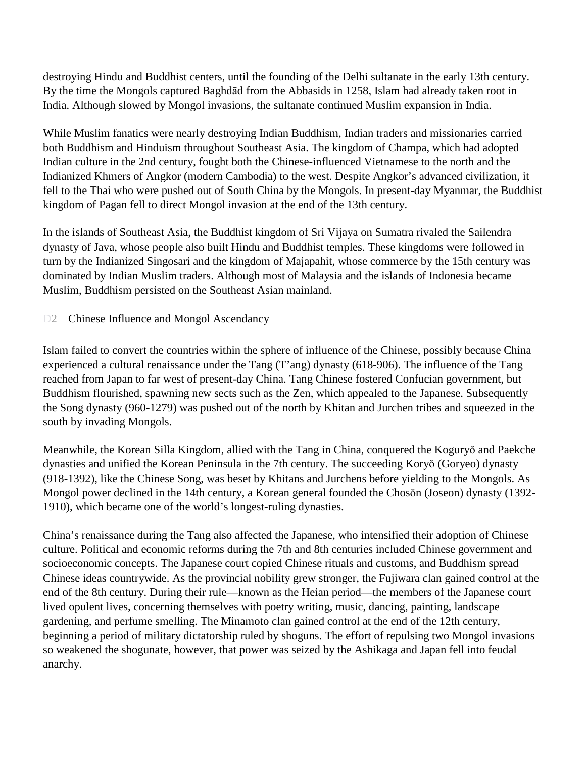destroying Hindu and Buddhist centers, until the founding of the Delhi sultanate in the early 13th century. By the time the Mongols captured Baghdād from the Abbasids in 1258, Islam had already taken root in India. Although slowed by Mongol invasions, the sultanate continued Muslim expansion in India.

While Muslim fanatics were nearly destroying Indian Buddhism, Indian traders and missionaries carried both Buddhism and Hinduism throughout Southeast Asia. The kingdom of Champa, which had adopted Indian culture in the 2nd century, fought both the Chinese-influenced Vietnamese to the north and the Indianized Khmers of Angkor (modern Cambodia) to the west. Despite Angkor's advanced civilization, it fell to the Thai who were pushed out of South China by the Mongols. In present-day Myanmar, the Buddhist kingdom of Pagan fell to direct Mongol invasion at the end of the 13th century.

In the islands of Southeast Asia, the Buddhist kingdom of Sri Vijaya on Sumatra rivaled the Sailendra dynasty of Java, whose people also built Hindu and Buddhist temples. These kingdoms were followed in turn by the Indianized Singosari and the kingdom of Majapahit, whose commerce by the 15th century was dominated by Indian Muslim traders. Although most of Malaysia and the islands of Indonesia became Muslim, Buddhism persisted on the Southeast Asian mainland.

### D2 Chinese Influence and Mongol Ascendancy

Islam failed to convert the countries within the sphere of influence of the Chinese, possibly because China experienced a cultural renaissance under the Tang (T'ang) dynasty (618-906). The influence of the Tang reached from Japan to far west of present-day China. Tang Chinese fostered Confucian government, but Buddhism flourished, spawning new sects such as the Zen, which appealed to the Japanese. Subsequently the Song dynasty (960-1279) was pushed out of the north by Khitan and Jurchen tribes and squeezed in the south by invading Mongols.

Meanwhile, the Korean Silla Kingdom, allied with the Tang in China, conquered the Koguryŏ and Paekche dynasties and unified the Korean Peninsula in the 7th century. The succeeding Koryŏ (Goryeo) dynasty (918-1392), like the Chinese Song, was beset by Khitans and Jurchens before yielding to the Mongols. As Mongol power declined in the 14th century, a Korean general founded the Chosŏn (Joseon) dynasty (1392-1910), which became one of the world's longest-ruling dynasties.

China's renaissance during the Tang also affected the Japanese, who intensified their adoption of Chinese culture. Political and economic reforms during the 7th and 8th centuries included Chinese government and socioeconomic concepts. The Japanese court copied Chinese rituals and customs, and Buddhism spread Chinese ideas countrywide. As the provincial nobility grew stronger, the Fujiwara clan gained control at the end of the 8th century. During their rule—known as the Heian period—the members of the Japanese court lived opulent lives, concerning themselves with poetry writing, music, dancing, painting, landscape gardening, and perfume smelling. The Minamoto clan gained control at the end of the 12th century, beginning a period of military dictatorship ruled by shoguns. The effort of repulsing two Mongol invasions so weakened the shogunate, however, that power was seized by the Ashikaga and Japan fell into feudal anarchy.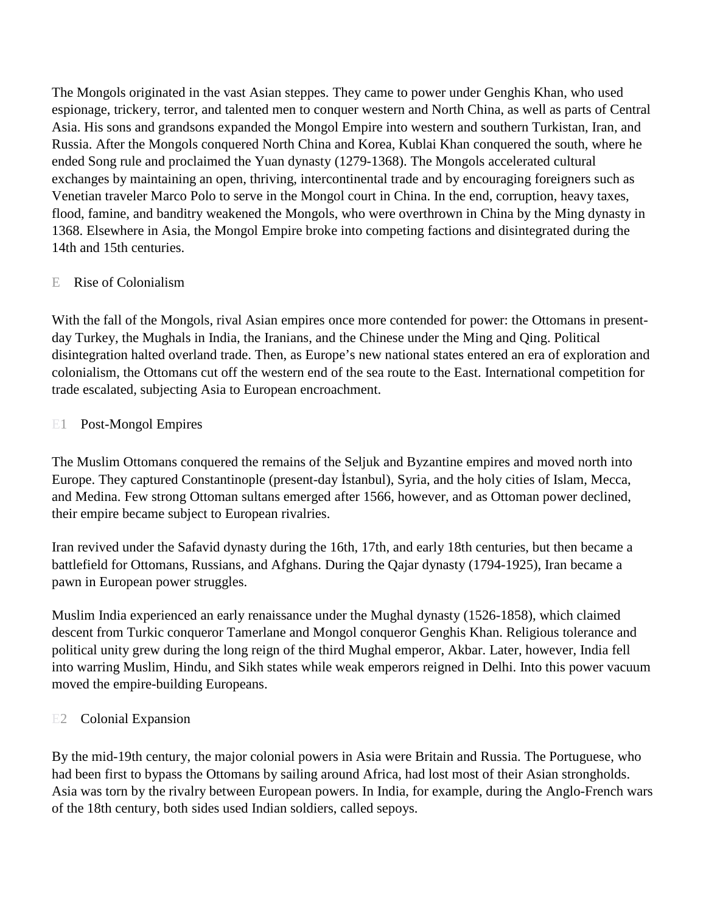The Mongols originated in the vast Asian steppes. They came to power under Genghis Khan, who used espionage, trickery, terror, and talented men to conquer western and North China, as well as parts of Central Asia. His sons and grandsons expanded the Mongol Empire into western and southern Turkistan, Iran, and Russia. After the Mongols conquered North China and Korea, Kublai Khan conquered the south, where he ended Song rule and proclaimed the Yuan dynasty (1279-1368). The Mongols accelerated cultural exchanges by maintaining an open, thriving, intercontinental trade and by encouraging foreigners such as Venetian traveler Marco Polo to serve in the Mongol court in China. In the end, corruption, heavy taxes, flood, famine, and banditry weakened the Mongols, who were overthrown in China by the Ming dynasty in 1368. Elsewhere in Asia, the Mongol Empire broke into competing factions and disintegrated during the 14th and 15th centuries.

## E Rise of Colonialism

With the fall of the Mongols, rival Asian empires once more contended for power: the Ottomans in present-day Turkey, the Mughals in India, the Iranians, and the Chinese under the Ming and Qing. Political disintegration halted overland trade. Then, as Europe's new national states entered an era of exploration and colonialism, the Ottomans cut off the western end of the sea route to the East. International competition for trade escalated, subjecting Asia to European encroachment.

### E1 Post-Mongol Empires

The Muslim Ottomans conquered the remains of the Seljuk and Byzantine empires and moved north into Europe. They captured Constantinople (present-day İstanbul), Syria, and the holy cities of Islam, Mecca, and Medina. Few strong Ottoman sultans emerged after 1566, however, and as Ottoman power declined, their empire became subject to European rivalries.

Iran revived under the Safavid dynasty during the 16th, 17th, and early 18th centuries, but then became a battlefield for Ottomans, Russians, and Afghans. During the Qajar dynasty (1794-1925), Iran became a pawn in European power struggles.

Muslim India experienced an early renaissance under the Mughal dynasty (1526-1858), which claimed descent from Turkic conqueror Tamerlane and Mongol conqueror Genghis Khan. Religious tolerance and political unity grew during the long reign of the third Mughal emperor, Akbar. Later, however, India fell into warring Muslim, Hindu, and Sikh states while weak emperors reigned in Delhi. Into this power vacuum moved the empire-building Europeans.

### E2 Colonial Expansion

By the mid-19th century, the major colonial powers in Asia were Britain and Russia. The Portuguese, who had been first to bypass the Ottomans by sailing around Africa, had lost most of their Asian strongholds. Asia was torn by the rivalry between European powers. In India, for example, during the Anglo-French wars of the 18th century, both sides used Indian soldiers, called sepoys.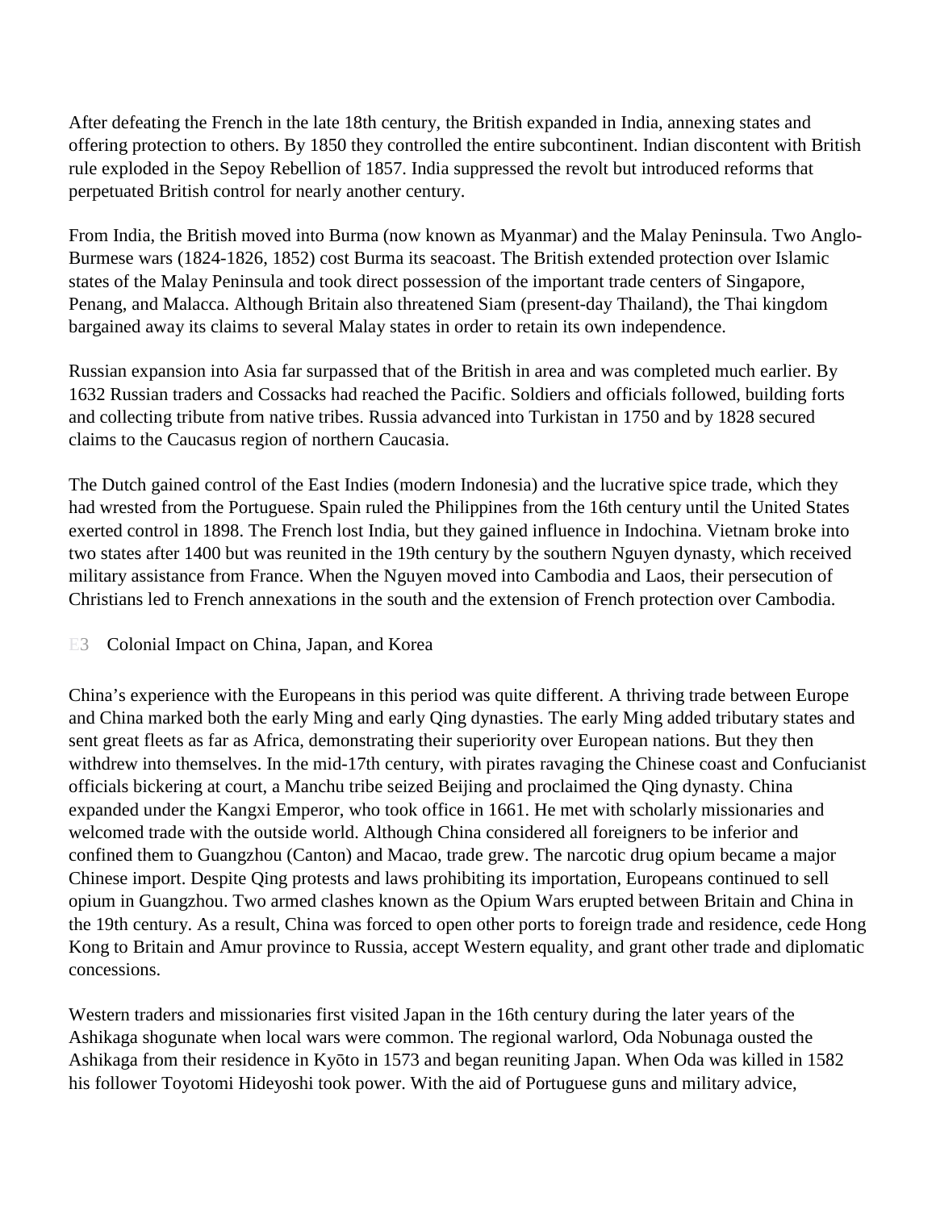After defeating the French in the late 18th century, the British expanded in India, annexing states and offering protection to others. By 1850 they controlled the entire subcontinent. Indian discontent with British rule exploded in the Sepoy Rebellion of 1857. India suppressed the revolt but introduced reforms that perpetuated British control for nearly another century.

From India, the British moved into Burma (now known as Myanmar) and the Malay Peninsula. Two Anglo-Burmese wars (1824-1826, 1852) cost Burma its seacoast. The British extended protection over Islamic states of the Malay Peninsula and took direct possession of the important trade centers of Singapore, Penang, and Malacca. Although Britain also threatened Siam (present-day Thailand), the Thai kingdom bargained away its claims to several Malay states in order to retain its own independence.

Russian expansion into Asia far surpassed that of the British in area and was completed much earlier. By 1632 Russian traders and Cossacks had reached the Pacific. Soldiers and officials followed, building forts and collecting tribute from native tribes. Russia advanced into Turkistan in 1750 and by 1828 secured claims to the Caucasus region of northern Caucasia.

The Dutch gained control of the East Indies (modern Indonesia) and the lucrative spice trade, which they had wrested from the Portuguese. Spain ruled the Philippines from the 16th century until the United States exerted control in 1898. The French lost India, but they gained influence in Indochina. Vietnam broke into two states after 1400 but was reunited in the 19th century by the southern Nguyen dynasty, which received military assistance from France. When the Nguyen moved into Cambodia and Laos, their persecution of Christians led to French annexations in the south and the extension of French protection over Cambodia.

### E3 Colonial Impact on China, Japan, and Korea

China's experience with the Europeans in this period was quite different. A thriving trade between Europe and China marked both the early Ming and early Qing dynasties. The early Ming added tributary states and sent great fleets as far as Africa, demonstrating their superiority over European nations. But they then withdrew into themselves. In the mid-17th century, with pirates ravaging the Chinese coast and Confucianist officials bickering at court, a Manchu tribe seized Beijing and proclaimed the Qing dynasty. China expanded under the Kangxi Emperor, who took office in 1661. He met with scholarly missionaries and welcomed trade with the outside world. Although China considered all foreigners to be inferior and confined them to Guangzhou (Canton) and Macao, trade grew. The narcotic drug opium became a major Chinese import. Despite Qing protests and laws prohibiting its importation, Europeans continued to sell opium in Guangzhou. Two armed clashes known as the Opium Wars erupted between Britain and China in the 19th century. As a result, China was forced to open other ports to foreign trade and residence, cede Hong Kong to Britain and Amur province to Russia, accept Western equality, and grant other trade and diplomatic concessions.

Western traders and missionaries first visited Japan in the 16th century during the later years of the Ashikaga shogunate when local wars were common. The regional warlord, Oda Nobunaga ousted the Ashikaga from their residence in Kyōto in 1573 and began reuniting Japan. When Oda was killed in 1582 his follower Toyotomi Hideyoshi took power. With the aid of Portuguese guns and military advice,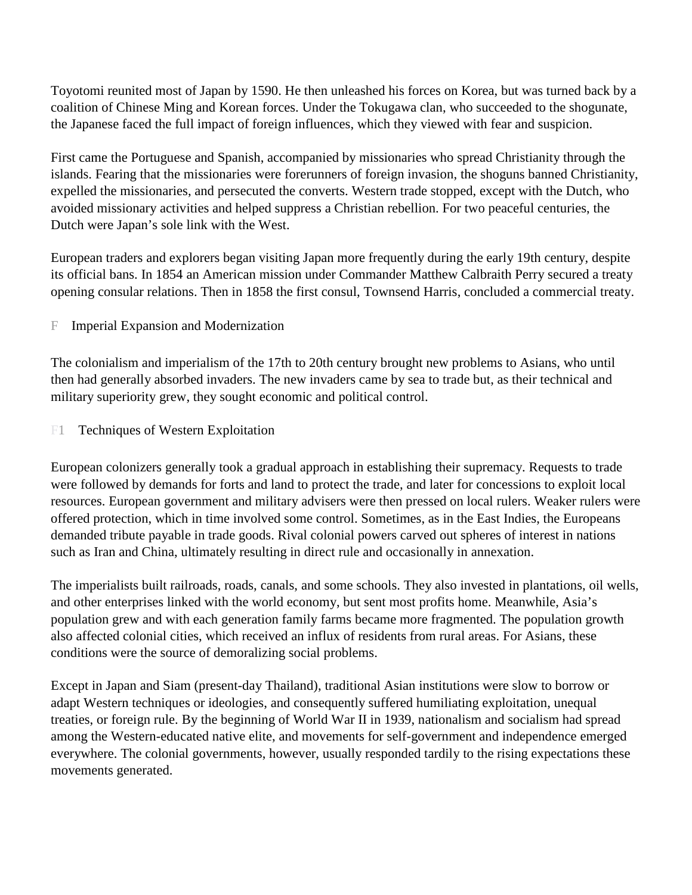Toyotomi reunited most of Japan by 1590. He then unleashed his forces on Korea, but was turned back by a coalition of Chinese Ming and Korean forces. Under the Tokugawa clan, who succeeded to the shogunate, the Japanese faced the full impact of foreign influences, which they viewed with fear and suspicion.

First came the Portuguese and Spanish, accompanied by missionaries who spread Christianity through the islands. Fearing that the missionaries were forerunners of foreign invasion, the shoguns banned Christianity, expelled the missionaries, and persecuted the converts. Western trade stopped, except with the Dutch, who avoided missionary activities and helped suppress a Christian rebellion. For two peaceful centuries, the Dutch were Japan's sole link with the West.

European traders and explorers began visiting Japan more frequently during the early 19th century, despite its official bans. In 1854 an American mission under Commander Matthew Calbraith Perry secured a treaty opening consular relations. Then in 1858 the first consul, Townsend Harris, concluded a commercial treaty.

## F Imperial Expansion and Modernization

The colonialism and imperialism of the 17th to 20th century brought new problems to Asians, who until then had generally absorbed invaders. The new invaders came by sea to trade but, as their technical and military superiority grew, they sought economic and political control.

### F1 Techniques of Western Exploitation

European colonizers generally took a gradual approach in establishing their supremacy. Requests to trade were followed by demands for forts and land to protect the trade, and later for concessions to exploit local resources. European government and military advisers were then pressed on local rulers. Weaker rulers were offered protection, which in time involved some control. Sometimes, as in the East Indies, the Europeans demanded tribute payable in trade goods. Rival colonial powers carved out spheres of interest in nations such as Iran and China, ultimately resulting in direct rule and occasionally in annexation.

The imperialists built railroads, roads, canals, and some schools. They also invested in plantations, oil wells, and other enterprises linked with the world economy, but sent most profits home. Meanwhile, Asia's population grew and with each generation family farms became more fragmented. The population growth also affected colonial cities, which received an influx of residents from rural areas. For Asians, these conditions were the source of demoralizing social problems.

Except in Japan and Siam (present-day Thailand), traditional Asian institutions were slow to borrow or adapt Western techniques or ideologies, and consequently suffered humiliating exploitation, unequal treaties, or foreign rule. By the beginning of World War II in 1939, nationalism and socialism had spread among the Western-educated native elite, and movements for self-government and independence emerged everywhere. The colonial governments, however, usually responded tardily to the rising expectations these movements generated.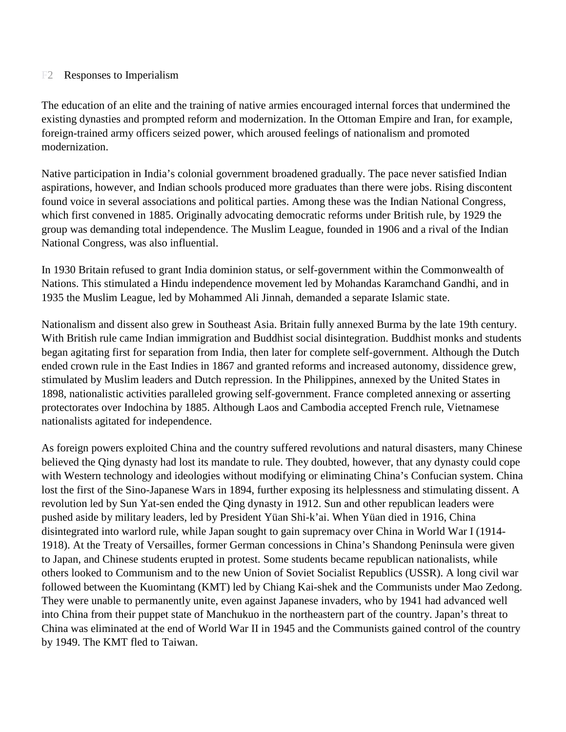## F2 Responses to Imperialism

The education of an elite and the training of native armies encouraged internal forces that undermined the existing dynasties and prompted reform and modernization. In the Ottoman Empire and Iran, for example, foreign-trained army officers seized power, which aroused feelings of nationalism and promoted modernization.

Native participation in India’s colonial government broadened gradually. The pace never satisfied Indian aspirations, however, and Indian schools produced more graduates than there were jobs. Rising discontent found voice in several associations and political parties. Among these was the Indian National Congress, which first convened in 1885. Originally advocating democratic reforms under British rule, by 1929 the group was demanding total independence. The Muslim League, founded in 1906 and a rival of the Indian National Congress, was also influential.

In 1930 Britain refused to grant India dominion status, or self-government within the Commonwealth of Nations. This stimulated a Hindu independence movement led by Mohandas Karamchand Gandhi, and in 1935 the Muslim League, led by Mohammed Ali Jinnah, demanded a separate Islamic state.

Nationalism and dissent also grew in Southeast Asia. Britain fully annexed Burma by the late 19th century. With British rule came Indian immigration and Buddhist social disintegration. Buddhist monks and students began agitating first for separation from India, then later for complete self-government. Although the Dutch ended crown rule in the East Indies in 1867 and granted reforms and increased autonomy, dissidence grew, stimulated by Muslim leaders and Dutch repression. In the Philippines, annexed by the United States in 1898, nationalistic activities paralleled growing self-government. France completed annexing or asserting protectorates over Indochina by 1885. Although Laos and Cambodia accepted French rule, Vietnamese nationalists agitated for independence.

As foreign powers exploited China and the country suffered revolutions and natural disasters, many Chinese believed the Qing dynasty had lost its mandate to rule. They doubted, however, that any dynasty could cope with Western technology and ideologies without modifying or eliminating China’s Confucian system. China lost the first of the Sino-Japanese Wars in 1894, further exposing its helplessness and stimulating dissent. A revolution led by Sun Yat-sen ended the Qing dynasty in 1912. Sun and other republican leaders were pushed aside by military leaders, led by President Yüan Shi-k’ai. When Yüan died in 1916, China disintegrated into warlord rule, while Japan sought to gain supremacy over China in World War I (1914-1918). At the Treaty of Versailles, former German concessions in China’s Shandong Peninsula were given to Japan, and Chinese students erupted in protest. Some students became republican nationalists, while others looked to Communism and to the new Union of Soviet Socialist Republics (USSR). A long civil war followed between the Kuomintang (KMT) led by Chiang Kai-shek and the Communists under Mao Zedong. They were unable to permanently unite, even against Japanese invaders, who by 1941 had advanced well into China from their puppet state of Manchukuo in the northeastern part of the country. Japan’s threat to China was eliminated at the end of World War II in 1945 and the Communists gained control of the country by 1949. The KMT fled to Taiwan.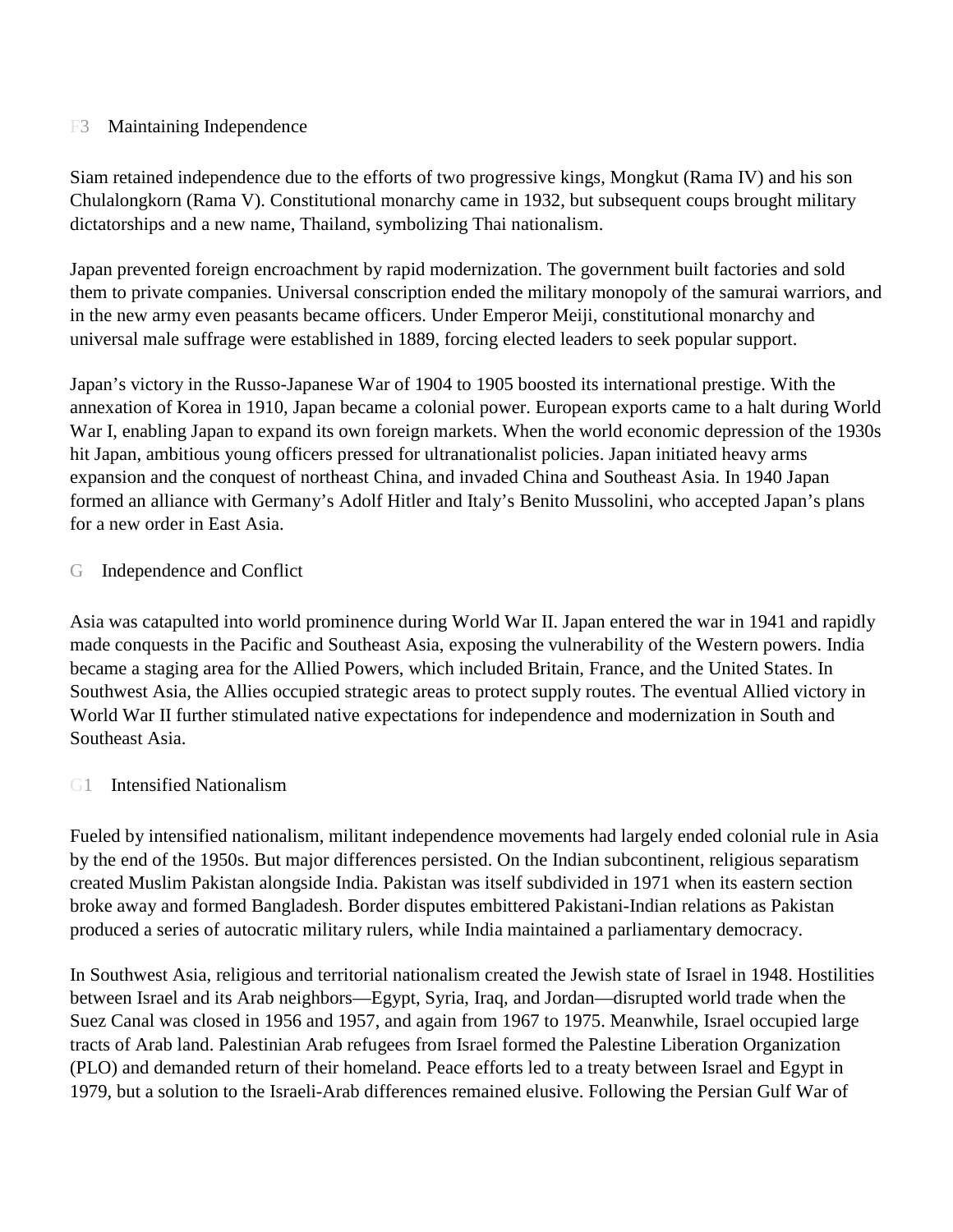### F3 Maintaining Independence

Siam retained independence due to the efforts of two progressive kings, Mongkut (Rama IV) and his son Chulalongkorn (Rama V). Constitutional monarchy came in 1932, but subsequent coups brought military dictatorships and a new name, Thailand, symbolizing Thai nationalism.

Japan prevented foreign encroachment by rapid modernization. The government built factories and sold them to private companies. Universal conscription ended the military monopoly of the samurai warriors, and in the new army even peasants became officers. Under Emperor Meiji, constitutional monarchy and universal male suffrage were established in 1889, forcing elected leaders to seek popular support.

Japan's victory in the Russo-Japanese War of 1904 to 1905 boosted its international prestige. With the annexation of Korea in 1910, Japan became a colonial power. European exports came to a halt during World War I, enabling Japan to expand its own foreign markets. When the world economic depression of the 1930s hit Japan, ambitious young officers pressed for ultranationalist policies. Japan initiated heavy arms expansion and the conquest of northeast China, and invaded China and Southeast Asia. In 1940 Japan formed an alliance with Germany's Adolf Hitler and Italy's Benito Mussolini, who accepted Japan's plans for a new order in East Asia.

## G Independence and Conflict

Asia was catapulted into world prominence during World War II. Japan entered the war in 1941 and rapidly made conquests in the Pacific and Southeast Asia, exposing the vulnerability of the Western powers. India became a staging area for the Allied Powers, which included Britain, France, and the United States. In Southwest Asia, the Allies occupied strategic areas to protect supply routes. The eventual Allied victory in World War II further stimulated native expectations for independence and modernization in South and Southeast Asia.

### G1 Intensified Nationalism

Fueled by intensified nationalism, militant independence movements had largely ended colonial rule in Asia by the end of the 1950s. But major differences persisted. On the Indian subcontinent, religious separatism created Muslim Pakistan alongside India. Pakistan was itself subdivided in 1971 when its eastern section broke away and formed Bangladesh. Border disputes embittered Pakistani-Indian relations as Pakistan produced a series of autocratic military rulers, while India maintained a parliamentary democracy.

In Southwest Asia, religious and territorial nationalism created the Jewish state of Israel in 1948. Hostilities between Israel and its Arab neighbors—Egypt, Syria, Iraq, and Jordan—disrupted world trade when the Suez Canal was closed in 1956 and 1957, and again from 1967 to 1975. Meanwhile, Israel occupied large tracts of Arab land. Palestinian Arab refugees from Israel formed the Palestine Liberation Organization (PLO) and demanded return of their homeland. Peace efforts led to a treaty between Israel and Egypt in 1979, but a solution to the Israeli-Arab differences remained elusive. Following the Persian Gulf War of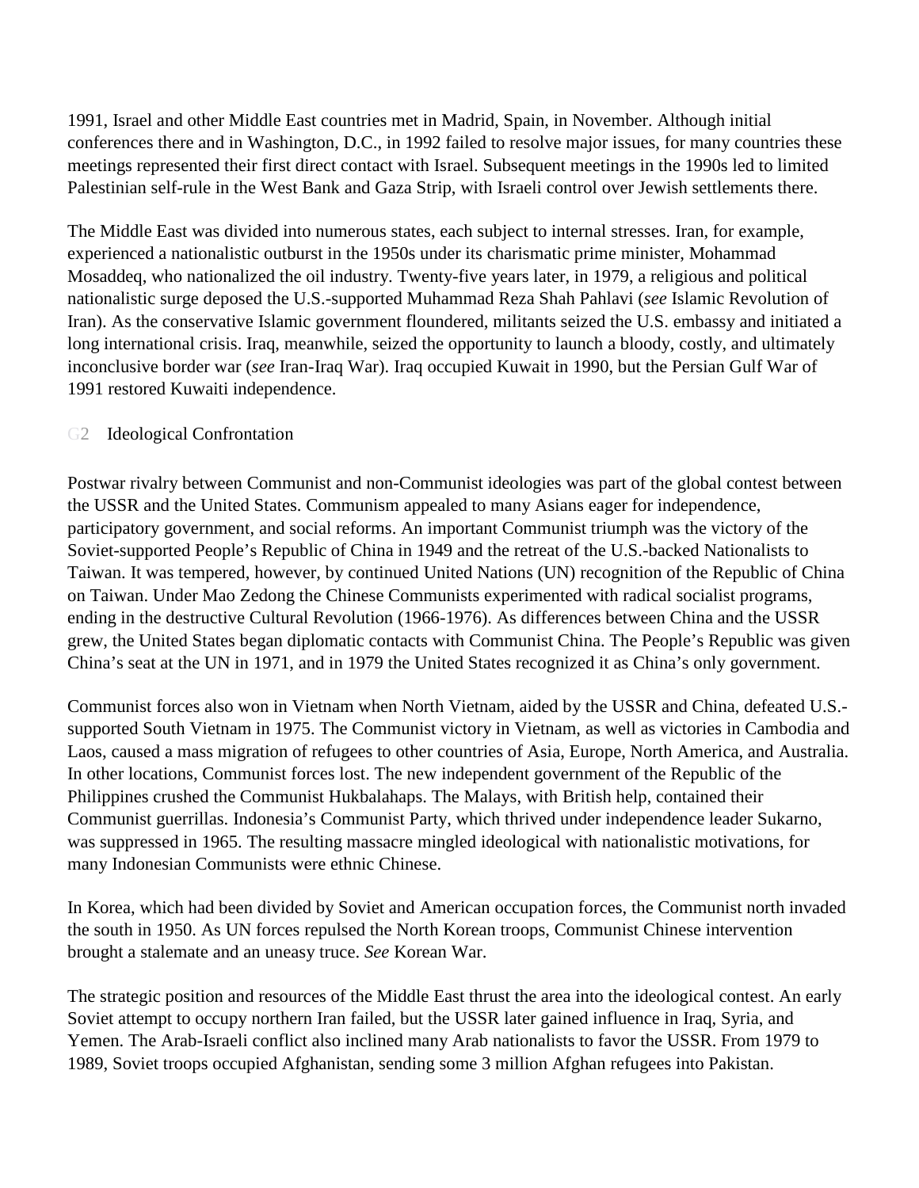1991, Israel and other Middle East countries met in Madrid, Spain, in November. Although initial conferences there and in Washington, D.C., in 1992 failed to resolve major issues, for many countries these meetings represented their first direct contact with Israel. Subsequent meetings in the 1990s led to limited Palestinian self-rule in the West Bank and Gaza Strip, with Israeli control over Jewish settlements there.

The Middle East was divided into numerous states, each subject to internal stresses. Iran, for example, experienced a nationalistic outburst in the 1950s under its charismatic prime minister, Mohammad Mosaddeq, who nationalized the oil industry. Twenty-five years later, in 1979, a religious and political nationalistic surge deposed the U.S.-supported Muhammad Reza Shah Pahlavi (*see* Islamic Revolution of Iran). As the conservative Islamic government floundered, militants seized the U.S. embassy and initiated a long international crisis. Iraq, meanwhile, seized the opportunity to launch a bloody, costly, and ultimately inconclusive border war (*see* Iran-Iraq War). Iraq occupied Kuwait in 1990, but the Persian Gulf War of 1991 restored Kuwaiti independence.

### G2 Ideological Confrontation

Postwar rivalry between Communist and non-Communist ideologies was part of the global contest between the USSR and the United States. Communism appealed to many Asians eager for independence, participatory government, and social reforms. An important Communist triumph was the victory of the Soviet-supported People's Republic of China in 1949 and the retreat of the U.S.-backed Nationalists to Taiwan. It was tempered, however, by continued United Nations (UN) recognition of the Republic of China on Taiwan. Under Mao Zedong the Chinese Communists experimented with radical socialist programs, ending in the destructive Cultural Revolution (1966-1976). As differences between China and the USSR grew, the United States began diplomatic contacts with Communist China. The People's Republic was given China's seat at the UN in 1971, and in 1979 the United States recognized it as China's only government.

Communist forces also won in Vietnam when North Vietnam, aided by the USSR and China, defeated U.S.-supported South Vietnam in 1975. The Communist victory in Vietnam, as well as victories in Cambodia and Laos, caused a mass migration of refugees to other countries of Asia, Europe, North America, and Australia. In other locations, Communist forces lost. The new independent government of the Republic of the Philippines crushed the Communist Hukbalahaps. The Malays, with British help, contained their Communist guerrillas. Indonesia's Communist Party, which thrived under independence leader Sukarno, was suppressed in 1965. The resulting massacre mingled ideological with nationalistic motivations, for many Indonesian Communists were ethnic Chinese.

In Korea, which had been divided by Soviet and American occupation forces, the Communist north invaded the south in 1950. As UN forces repulsed the North Korean troops, Communist Chinese intervention brought a stalemate and an uneasy truce. *See* Korean War.

The strategic position and resources of the Middle East thrust the area into the ideological contest. An early Soviet attempt to occupy northern Iran failed, but the USSR later gained influence in Iraq, Syria, and Yemen. The Arab-Israeli conflict also inclined many Arab nationalists to favor the USSR. From 1979 to 1989, Soviet troops occupied Afghanistan, sending some 3 million Afghan refugees into Pakistan.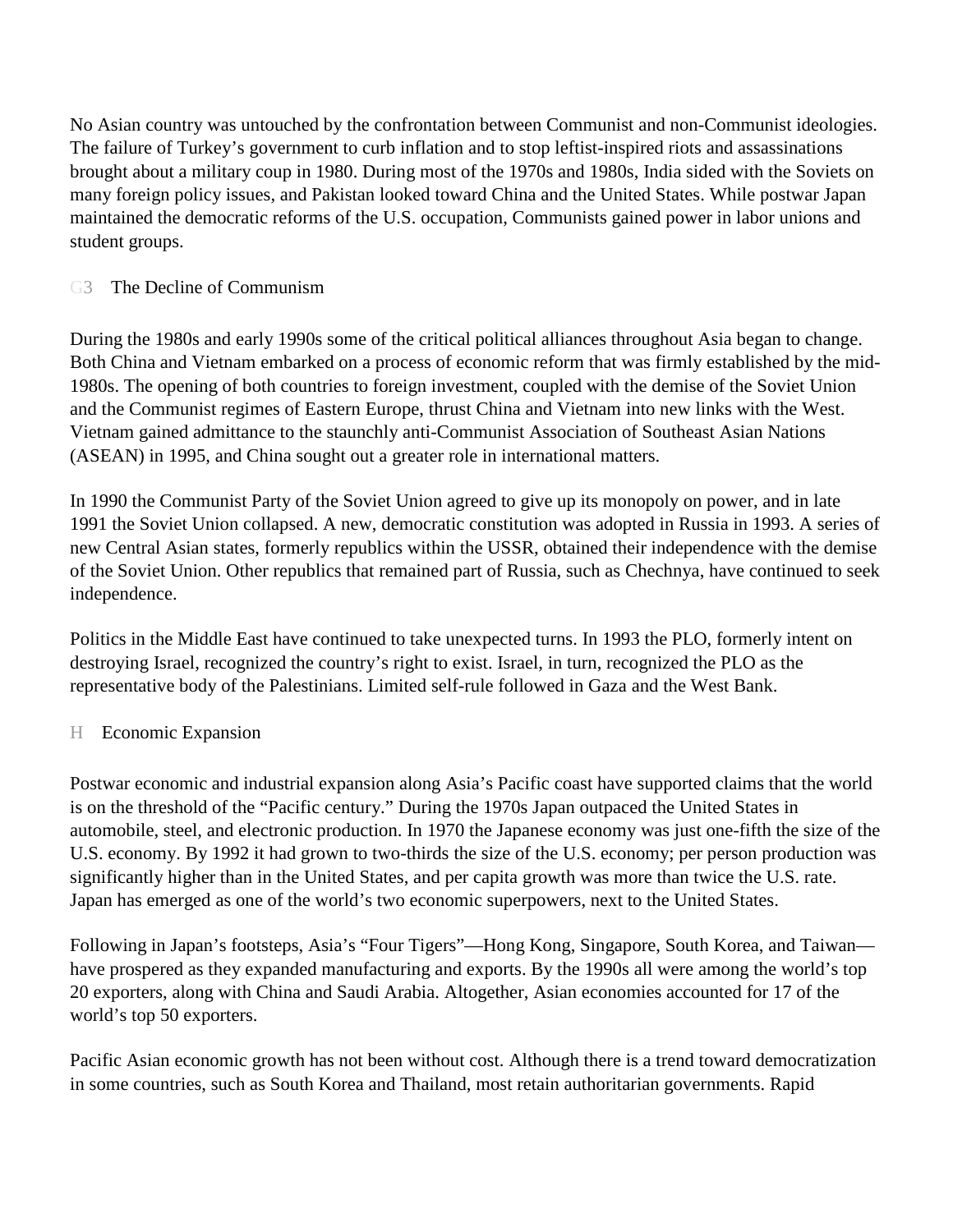No Asian country was untouched by the confrontation between Communist and non-Communist ideologies. The failure of Turkey's government to curb inflation and to stop leftist-inspired riots and assassinations brought about a military coup in 1980. During most of the 1970s and 1980s, India sided with the Soviets on many foreign policy issues, and Pakistan looked toward China and the United States. While postwar Japan maintained the democratic reforms of the U.S. occupation, Communists gained power in labor unions and student groups.

### G3 The Decline of Communism

During the 1980s and early 1990s some of the critical political alliances throughout Asia began to change. Both China and Vietnam embarked on a process of economic reform that was firmly established by the mid-1980s. The opening of both countries to foreign investment, coupled with the demise of the Soviet Union and the Communist regimes of Eastern Europe, thrust China and Vietnam into new links with the West. Vietnam gained admittance to the staunchly anti-Communist Association of Southeast Asian Nations (ASEAN) in 1995, and China sought out a greater role in international matters.

In 1990 the Communist Party of the Soviet Union agreed to give up its monopoly on power, and in late 1991 the Soviet Union collapsed. A new, democratic constitution was adopted in Russia in 1993. A series of new Central Asian states, formerly republics within the USSR, obtained their independence with the demise of the Soviet Union. Other republics that remained part of Russia, such as Chechnya, have continued to seek independence.

Politics in the Middle East have continued to take unexpected turns. In 1993 the PLO, formerly intent on destroying Israel, recognized the country's right to exist. Israel, in turn, recognized the PLO as the representative body of the Palestinians. Limited self-rule followed in Gaza and the West Bank.

## H Economic Expansion

Postwar economic and industrial expansion along Asia's Pacific coast have supported claims that the world is on the threshold of the "Pacific century." During the 1970s Japan outpaced the United States in automobile, steel, and electronic production. In 1970 the Japanese economy was just one-fifth the size of the U.S. economy. By 1992 it had grown to two-thirds the size of the U.S. economy; per person production was significantly higher than in the United States, and per capita growth was more than twice the U.S. rate. Japan has emerged as one of the world's two economic superpowers, next to the United States.

Following in Japan's footsteps, Asia's "Four Tigers"—Hong Kong, Singapore, South Korea, and Taiwan—have prospered as they expanded manufacturing and exports. By the 1990s all were among the world's top 20 exporters, along with China and Saudi Arabia. Altogether, Asian economies accounted for 17 of the world's top 50 exporters.

Pacific Asian economic growth has not been without cost. Although there is a trend toward democratization in some countries, such as South Korea and Thailand, most retain authoritarian governments. Rapid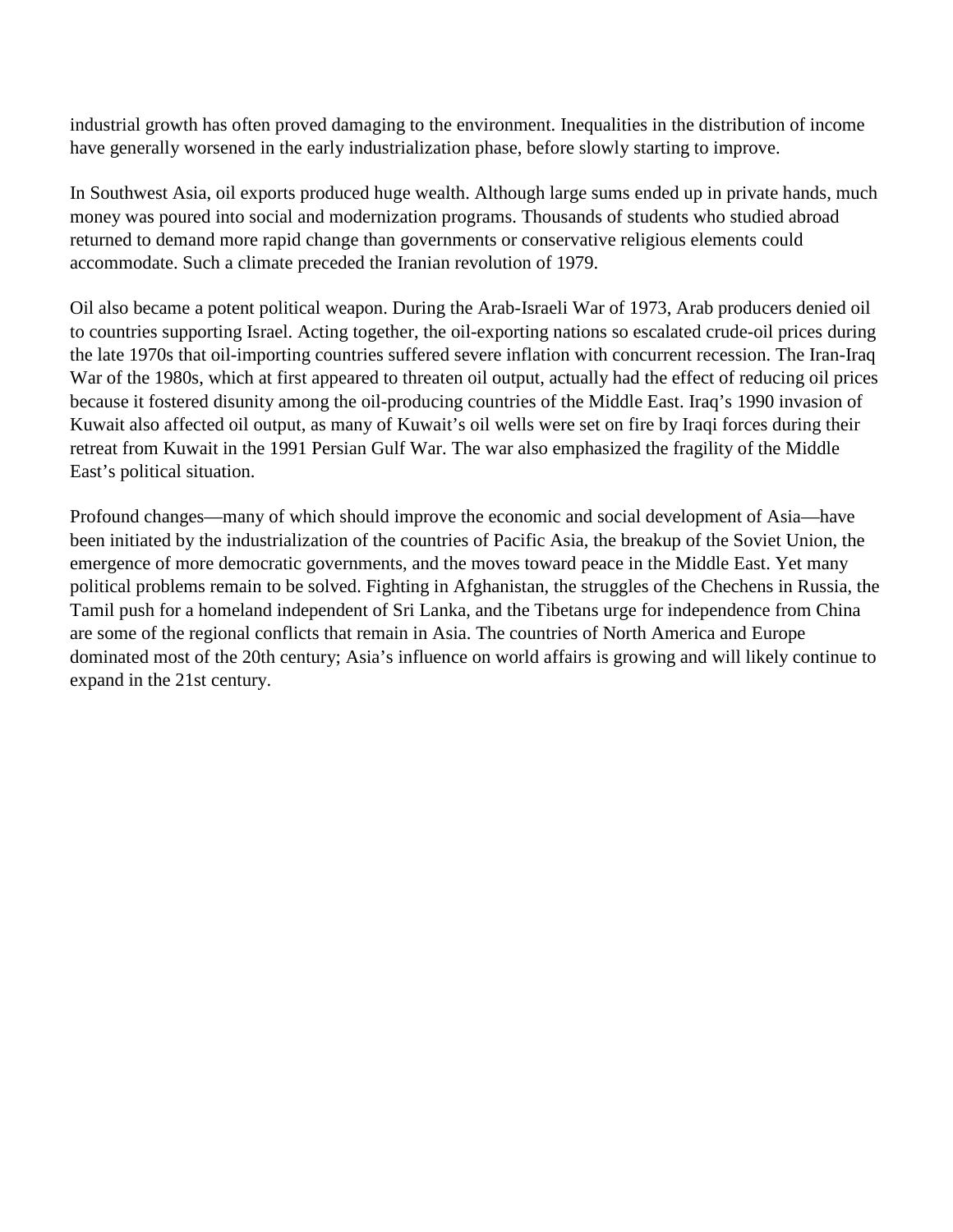industrial growth has often proved damaging to the environment. Inequalities in the distribution of income have generally worsened in the early industrialization phase, before slowly starting to improve.

In Southwest Asia, oil exports produced huge wealth. Although large sums ended up in private hands, much money was poured into social and modernization programs. Thousands of students who studied abroad returned to demand more rapid change than governments or conservative religious elements could accommodate. Such a climate preceded the Iranian revolution of 1979.

Oil also became a potent political weapon. During the Arab-Israeli War of 1973, Arab producers denied oil to countries supporting Israel. Acting together, the oil-exporting nations so escalated crude-oil prices during the late 1970s that oil-importing countries suffered severe inflation with concurrent recession. The Iran-Iraq War of the 1980s, which at first appeared to threaten oil output, actually had the effect of reducing oil prices because it fostered disunity among the oil-producing countries of the Middle East. Iraq's 1990 invasion of Kuwait also affected oil output, as many of Kuwait's oil wells were set on fire by Iraqi forces during their retreat from Kuwait in the 1991 Persian Gulf War. The war also emphasized the fragility of the Middle East's political situation.

Profound changes—many of which should improve the economic and social development of Asia—have been initiated by the industrialization of the countries of Pacific Asia, the breakup of the Soviet Union, the emergence of more democratic governments, and the moves toward peace in the Middle East. Yet many political problems remain to be solved. Fighting in Afghanistan, the struggles of the Chechens in Russia, the Tamil push for a homeland independent of Sri Lanka, and the Tibetans urge for independence from China are some of the regional conflicts that remain in Asia. The countries of North America and Europe dominated most of the 20th century; Asia's influence on world affairs is growing and will likely continue to expand in the 21st century.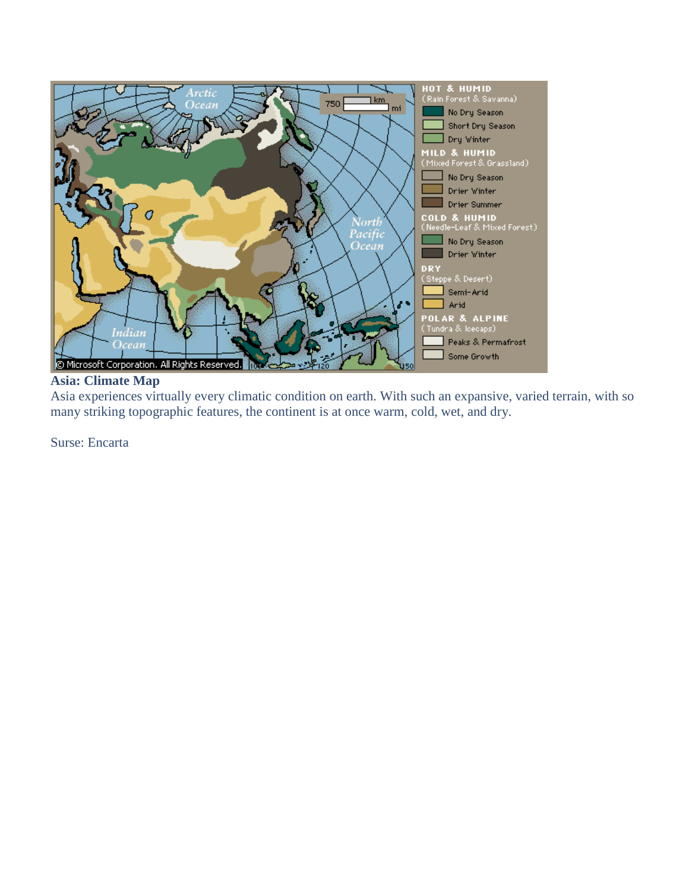Arctic Ocean

750 km mi

North Pacific Ocean

Indian Ocean

© Microsoft Corporation. All Rights Reserved.

100 120 150

HOT & HUMID
(Rain Forest & Savanna)
No Dry Season
Short Dry Season
Dry Winter

MILD & HUMID
(Mixed Forest & Grassland)
No Dry Season
Drier Winter
Drier Summer

COLD & HUMID
(Needle-Leaf & Mixed Forest)
No Dry Season
Drier Winter

DRY
(Steppe & Desert)
Semi-Arid
Arid

POLAR & ALPINE
(Tundra & Icecaps)
Peaks & Permafrost
Some Growth

**Asia: Climate Map**

Asia experiences virtually every climatic condition on earth. With such an expansive, varied terrain, with so many striking topographic features, the continent is at once warm, cold, wet, and dry.

Surse: Encarta